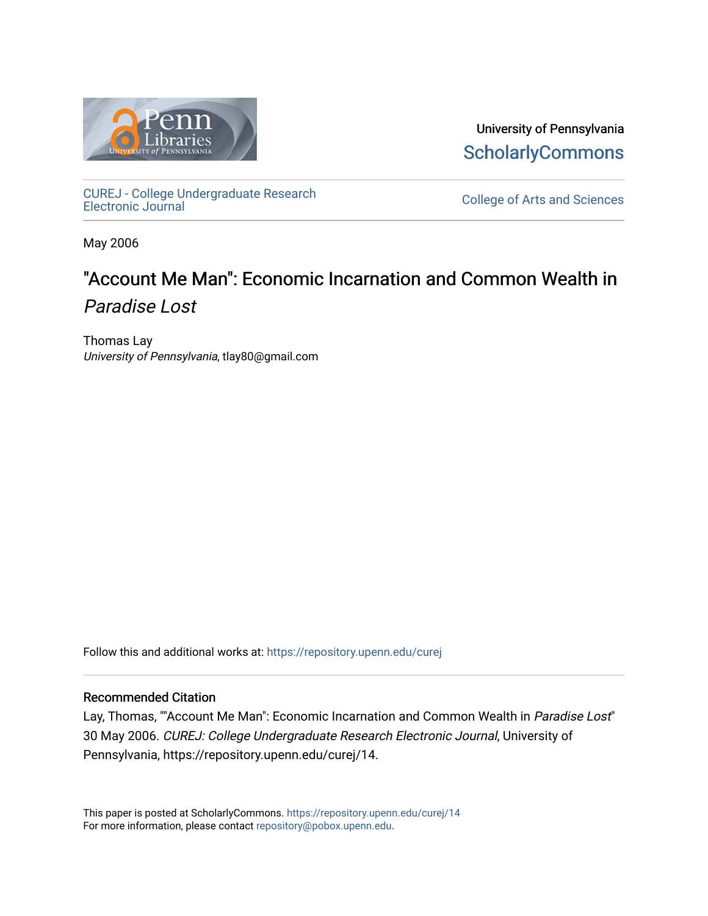University of Pennsylvania
ScholarlyCommons

CUREJ - College Undergraduate Research Electronic Journal

College of Arts and Sciences

May 2006

# "Account Me Man": Economic Incarnation and Common Wealth in *Paradise Lost*

Thomas Lay
*University of Pennsylvania*, tlay80@gmail.com

Follow this and additional works at: https://repository.upenn.edu/curej

## Recommended Citation

Lay, Thomas, ""Account Me Man": Economic Incarnation and Common Wealth in *Paradise Lost*" 30 May 2006. *CUREJ: College Undergraduate Research Electronic Journal*, University of Pennsylvania, https://repository.upenn.edu/curej/14.

This paper is posted at ScholarlyCommons. https://repository.upenn.edu/curej/14
For more information, please contact repository@pobox.upenn.edu.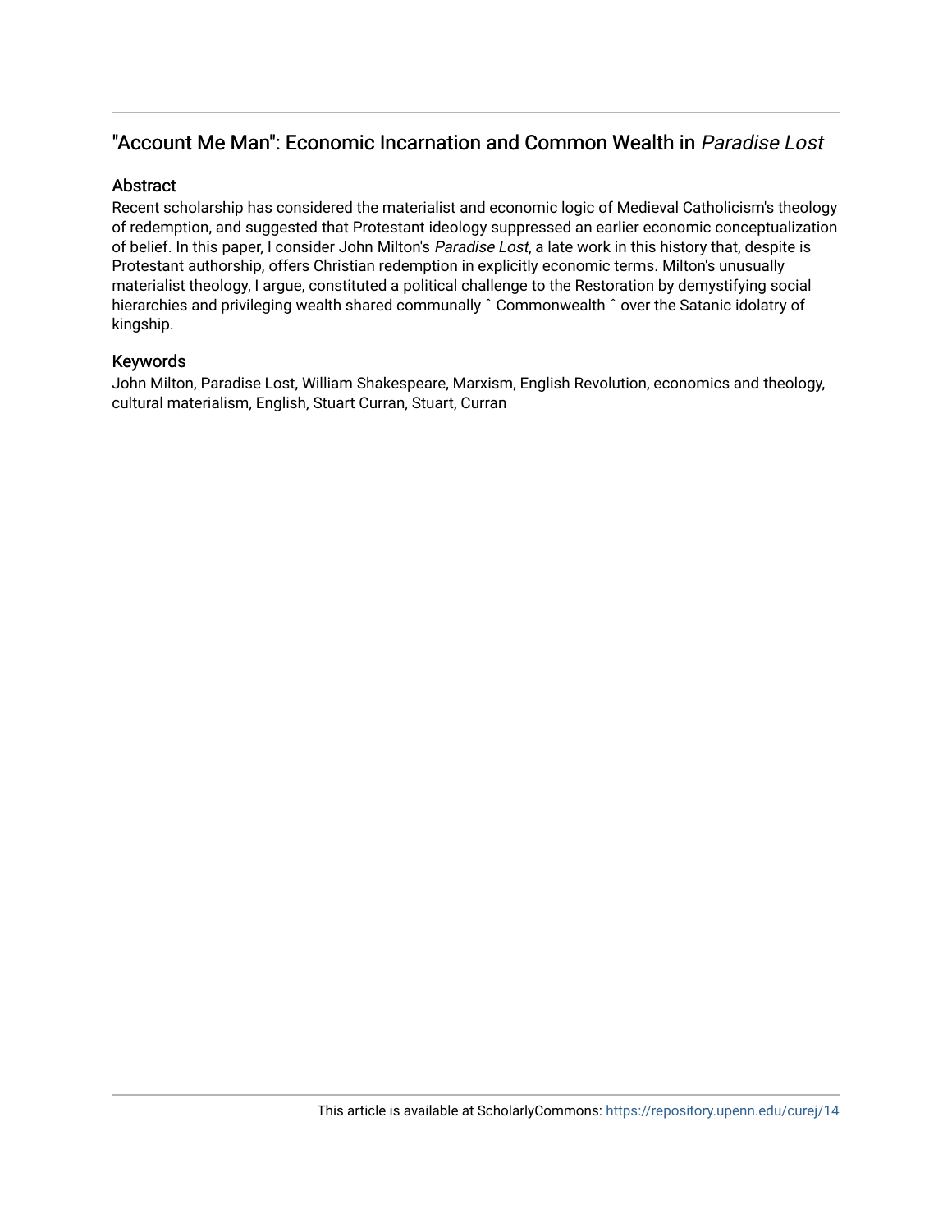## "Account Me Man": Economic Incarnation and Common Wealth in *Paradise Lost*

### Abstract

Recent scholarship has considered the materialist and economic logic of Medieval Catholicism's theology of redemption, and suggested that Protestant ideology suppressed an earlier economic conceptualization of belief. In this paper, I consider John Milton's *Paradise Lost*, a late work in this history that, despite is Protestant authorship, offers Christian redemption in explicitly economic terms. Milton's unusually materialist theology, I argue, constituted a political challenge to the Restoration by demystifying social hierarchies and privileging wealth shared communally ˆ Commonwealth ˆ over the Satanic idolatry of kingship.

### Keywords

John Milton, Paradise Lost, William Shakespeare, Marxism, English Revolution, economics and theology, cultural materialism, English, Stuart Curran, Stuart, Curran

This article is available at ScholarlyCommons: https://repository.upenn.edu/curej/14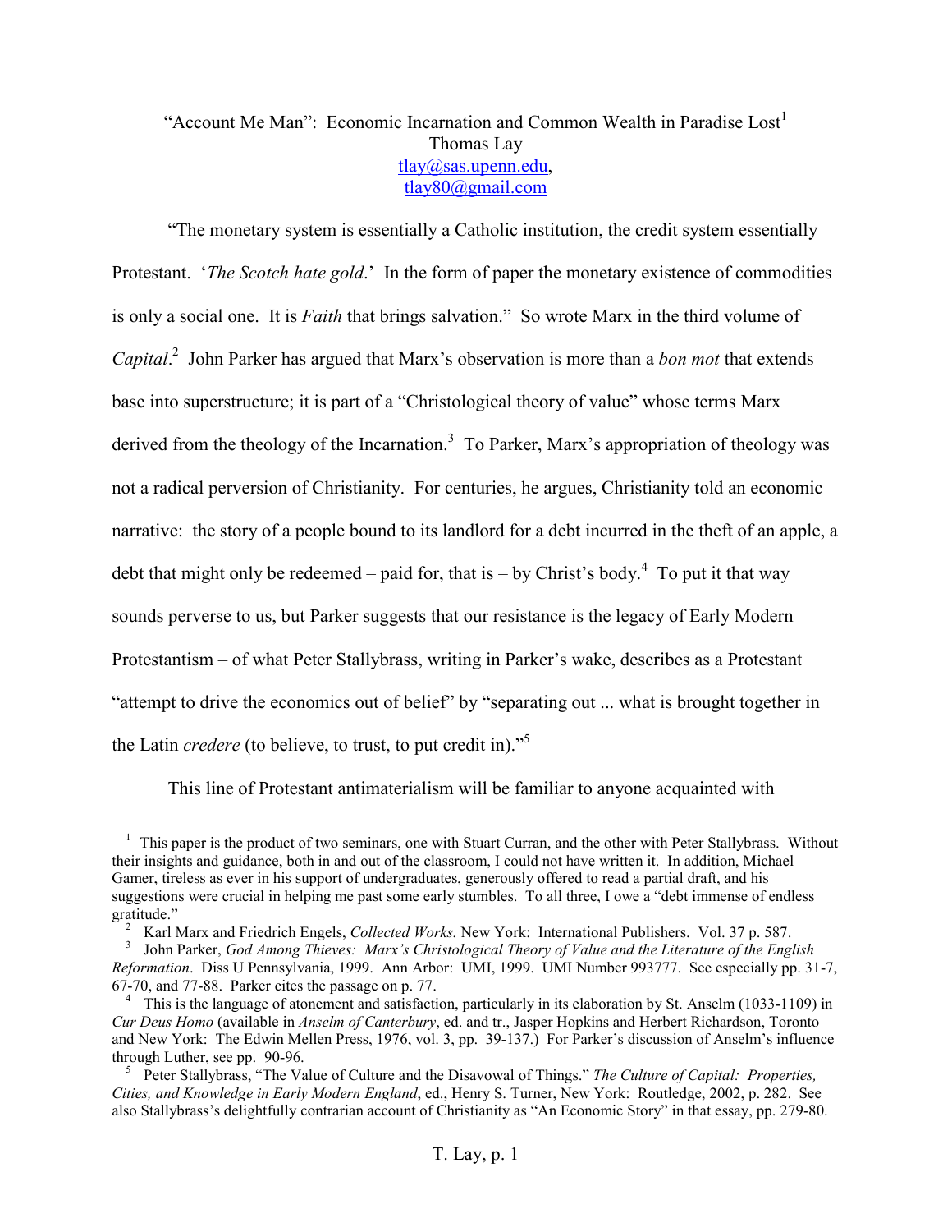"Account Me Man": Economic Incarnation and Common Wealth in Paradise Lost[1]
Thomas Lay
tlay@sas.upenn.edu,
tlay80@gmail.com

"The monetary system is essentially a Catholic institution, the credit system essentially Protestant. '*The Scotch hate gold*.' In the form of paper the monetary existence of commodities is only a social one. It is *Faith* that brings salvation." So wrote Marx in the third volume of *Capital*.[2] John Parker has argued that Marx's observation is more than a *bon mot* that extends base into superstructure; it is part of a "Christological theory of value" whose terms Marx derived from the theology of the Incarnation.[3] To Parker, Marx's appropriation of theology was not a radical perversion of Christianity. For centuries, he argues, Christianity told an economic narrative: the story of a people bound to its landlord for a debt incurred in the theft of an apple, a debt that might only be redeemed – paid for, that is – by Christ's body.[4] To put it that way sounds perverse to us, but Parker suggests that our resistance is the legacy of Early Modern Protestantism – of what Peter Stallybrass, writing in Parker's wake, describes as a Protestant "attempt to drive the economics out of belief" by "separating out ... what is brought together in the Latin *credere* (to believe, to trust, to put credit in)."[5]

This line of Protestant antimaterialism will be familiar to anyone acquainted with

---

[1] This paper is the product of two seminars, one with Stuart Curran, and the other with Peter Stallybrass. Without their insights and guidance, both in and out of the classroom, I could not have written it. In addition, Michael Gamer, tireless as ever in his support of undergraduates, generously offered to read a partial draft, and his suggestions were crucial in helping me past some early stumbles. To all three, I owe a "debt immense of endless gratitude."

[2] Karl Marx and Friedrich Engels, *Collected Works.* New York: International Publishers. Vol. 37 p. 587.

[3] John Parker, *God Among Thieves: Marx's Christological Theory of Value and the Literature of the English Reformation*. Diss U Pennsylvania, 1999. Ann Arbor: UMI, 1999. UMI Number 993777. See especially pp. 31-7, 67-70, and 77-88. Parker cites the passage on p. 77.

[4] This is the language of atonement and satisfaction, particularly in its elaboration by St. Anselm (1033-1109) in *Cur Deus Homo* (available in *Anselm of Canterbury*, ed. and tr., Jasper Hopkins and Herbert Richardson, Toronto and New York: The Edwin Mellen Press, 1976, vol. 3, pp. 39-137.) For Parker's discussion of Anselm's influence through Luther, see pp. 90-96.

[5] Peter Stallybrass, "The Value of Culture and the Disavowal of Things." *The Culture of Capital: Properties, Cities, and Knowledge in Early Modern England*, ed., Henry S. Turner, New York: Routledge, 2002, p. 282. See also Stallybrass's delightfully contrarian account of Christianity as "An Economic Story" in that essay, pp. 279-80.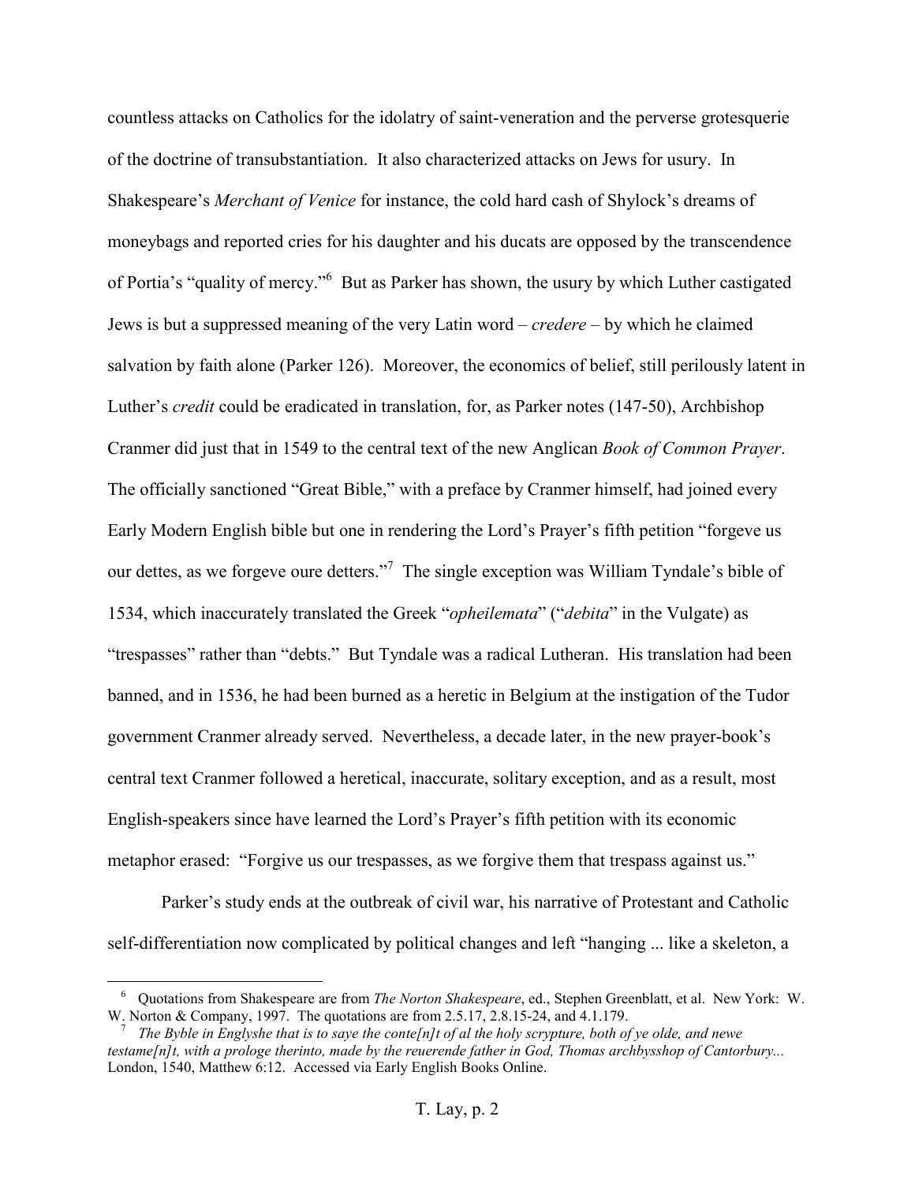countless attacks on Catholics for the idolatry of saint-veneration and the perverse grotesquerie of the doctrine of transubstantiation. It also characterized attacks on Jews for usury. In Shakespeare's *Merchant of Venice* for instance, the cold hard cash of Shylock's dreams of moneybags and reported cries for his daughter and his ducats are opposed by the transcendence of Portia's "quality of mercy."[6] But as Parker has shown, the usury by which Luther castigated Jews is but a suppressed meaning of the very Latin word – *credere* – by which he claimed salvation by faith alone (Parker 126). Moreover, the economics of belief, still perilously latent in Luther's *credit* could be eradicated in translation, for, as Parker notes (147-50), Archbishop Cranmer did just that in 1549 to the central text of the new Anglican *Book of Common Prayer*. The officially sanctioned "Great Bible," with a preface by Cranmer himself, had joined every Early Modern English bible but one in rendering the Lord's Prayer's fifth petition "forgeve us our dettes, as we forgeve oure detters."[7] The single exception was William Tyndale's bible of 1534, which inaccurately translated the Greek "*opheilemata*" ("*debita*" in the Vulgate) as "trespasses" rather than "debts." But Tyndale was a radical Lutheran. His translation had been banned, and in 1536, he had been burned as a heretic in Belgium at the instigation of the Tudor government Cranmer already served. Nevertheless, a decade later, in the new prayer-book's central text Cranmer followed a heretical, inaccurate, solitary exception, and as a result, most English-speakers since have learned the Lord's Prayer's fifth petition with its economic metaphor erased: "Forgive us our trespasses, as we forgive them that trespass against us."

Parker's study ends at the outbreak of civil war, his narrative of Protestant and Catholic self-differentiation now complicated by political changes and left "hanging ... like a skeleton, a

---

[6] Quotations from Shakespeare are from *The Norton Shakespeare*, ed., Stephen Greenblatt, et al. New York: W. W. Norton & Company, 1997. The quotations are from 2.5.17, 2.8.15-24, and 4.1.179.

[7] *The Byble in Englyshe that is to saye the conte[n]t of al the holy scrypture, both of ye olde, and newe testame[n]t, with a prologe therinto, made by the reuerende father in God, Thomas archbysshop of Cantorbury...* London, 1540, Matthew 6:12. Accessed via Early English Books Online.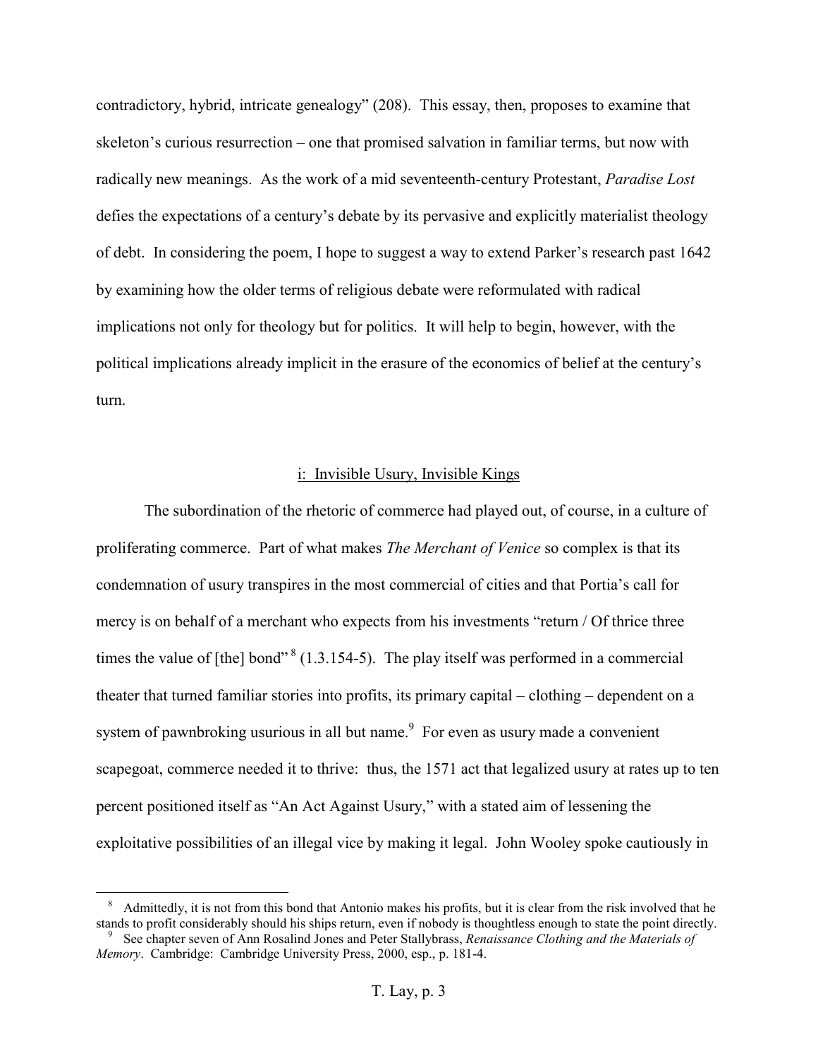contradictory, hybrid, intricate genealogy" (208). This essay, then, proposes to examine that skeleton's curious resurrection – one that promised salvation in familiar terms, but now with radically new meanings. As the work of a mid seventeenth-century Protestant, *Paradise Lost* defies the expectations of a century's debate by its pervasive and explicitly materialist theology of debt. In considering the poem, I hope to suggest a way to extend Parker's research past 1642 by examining how the older terms of religious debate were reformulated with radical implications not only for theology but for politics. It will help to begin, however, with the political implications already implicit in the erasure of the economics of belief at the century's turn.

## i: Invisible Usury, Invisible Kings

The subordination of the rhetoric of commerce had played out, of course, in a culture of proliferating commerce. Part of what makes *The Merchant of Venice* so complex is that its condemnation of usury transpires in the most commercial of cities and that Portia's call for mercy is on behalf of a merchant who expects from his investments "return / Of thrice three times the value of [the] bond" [8] (1.3.154-5). The play itself was performed in a commercial theater that turned familiar stories into profits, its primary capital – clothing – dependent on a system of pawnbroking usurious in all but name.[9] For even as usury made a convenient scapegoat, commerce needed it to thrive: thus, the 1571 act that legalized usury at rates up to ten percent positioned itself as "An Act Against Usury," with a stated aim of lessening the exploitative possibilities of an illegal vice by making it legal. John Wooley spoke cautiously in

---

[8] Admittedly, it is not from this bond that Antonio makes his profits, but it is clear from the risk involved that he stands to profit considerably should his ships return, even if nobody is thoughtless enough to state the point directly.

[9] See chapter seven of Ann Rosalind Jones and Peter Stallybrass, *Renaissance Clothing and the Materials of Memory*. Cambridge: Cambridge University Press, 2000, esp., p. 181-4.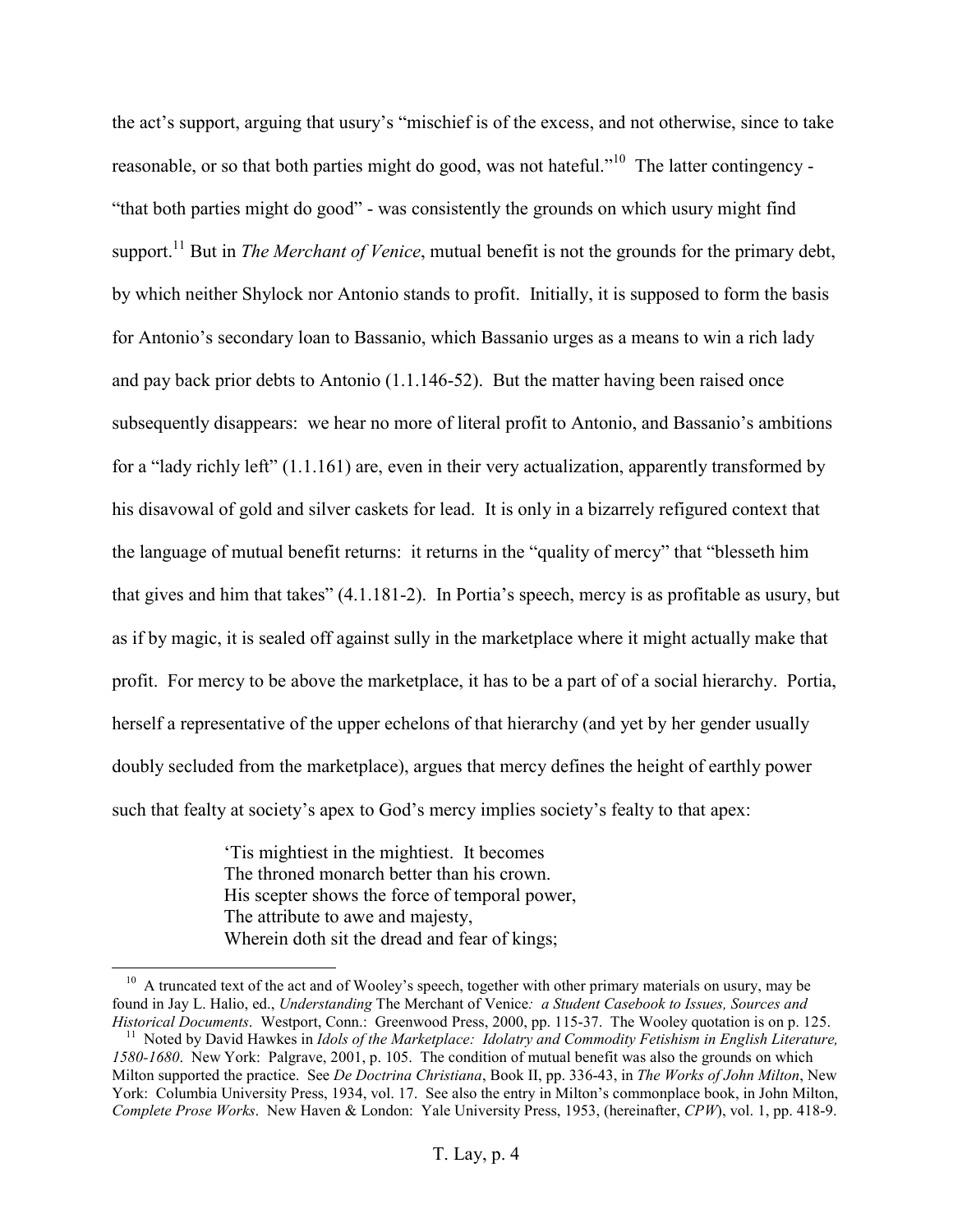the act's support, arguing that usury's "mischief is of the excess, and not otherwise, since to take reasonable, or so that both parties might do good, was not hateful."[10] The latter contingency - "that both parties might do good" - was consistently the grounds on which usury might find support.[11] But in *The Merchant of Venice*, mutual benefit is not the grounds for the primary debt, by which neither Shylock nor Antonio stands to profit. Initially, it is supposed to form the basis for Antonio's secondary loan to Bassanio, which Bassanio urges as a means to win a rich lady and pay back prior debts to Antonio (1.1.146-52). But the matter having been raised once subsequently disappears: we hear no more of literal profit to Antonio, and Bassanio's ambitions for a "lady richly left" (1.1.161) are, even in their very actualization, apparently transformed by his disavowal of gold and silver caskets for lead. It is only in a bizarrely refigured context that the language of mutual benefit returns: it returns in the "quality of mercy" that "blesseth him that gives and him that takes" (4.1.181-2). In Portia's speech, mercy is as profitable as usury, but as if by magic, it is sealed off against sully in the marketplace where it might actually make that profit. For mercy to be above the marketplace, it has to be a part of of a social hierarchy. Portia, herself a representative of the upper echelons of that hierarchy (and yet by her gender usually doubly secluded from the marketplace), argues that mercy defines the height of earthly power such that fealty at society's apex to God's mercy implies society's fealty to that apex:

> 'Tis mightiest in the mightiest. It becomes
> The throned monarch better than his crown.
> His scepter shows the force of temporal power,
> The attribute to awe and majesty,
> Wherein doth sit the dread and fear of kings;

---

[10] A truncated text of the act and of Wooley's speech, together with other primary materials on usury, may be found in Jay L. Halio, ed., *Understanding* The Merchant of Venice*: a Student Casebook to Issues, Sources and Historical Documents*. Westport, Conn.: Greenwood Press, 2000, pp. 115-37. The Wooley quotation is on p. 125.

[11] Noted by David Hawkes in *Idols of the Marketplace: Idolatry and Commodity Fetishism in English Literature, 1580-1680*. New York: Palgrave, 2001, p. 105. The condition of mutual benefit was also the grounds on which Milton supported the practice. See *De Doctrina Christiana*, Book II, pp. 336-43, in *The Works of John Milton*, New York: Columbia University Press, 1934, vol. 17. See also the entry in Milton's commonplace book, in John Milton, *Complete Prose Works*. New Haven & London: Yale University Press, 1953, (hereinafter, *CPW*), vol. 1, pp. 418-9.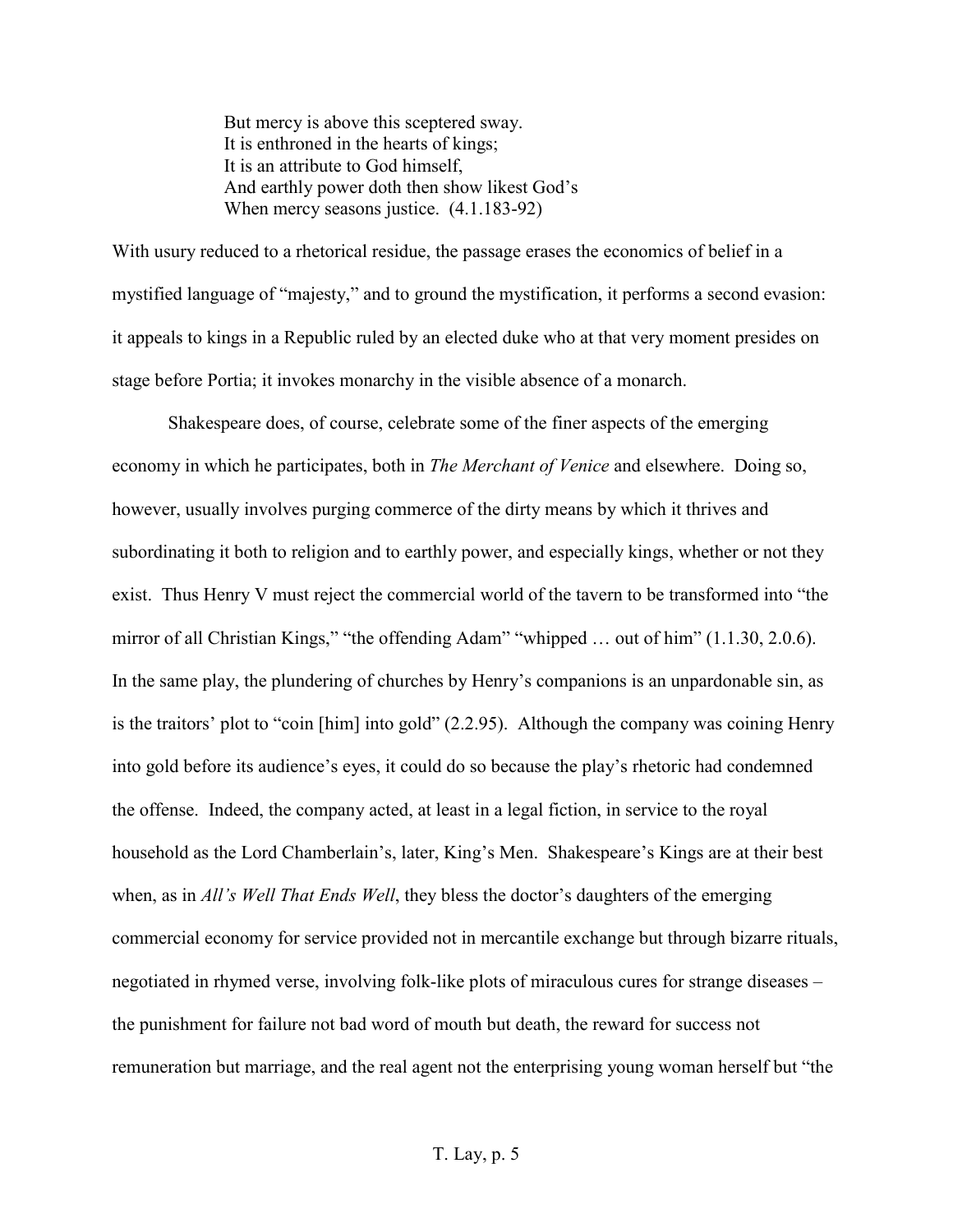> But mercy is above this sceptered sway.  
> It is enthroned in the hearts of kings;  
> It is an attribute to God himself,  
> And earthly power doth then show likest God's  
> When mercy seasons justice. (4.1.183-92)

With usury reduced to a rhetorical residue, the passage erases the economics of belief in a mystified language of "majesty," and to ground the mystification, it performs a second evasion: it appeals to kings in a Republic ruled by an elected duke who at that very moment presides on stage before Portia; it invokes monarchy in the visible absence of a monarch.

Shakespeare does, of course, celebrate some of the finer aspects of the emerging economy in which he participates, both in *The Merchant of Venice* and elsewhere. Doing so, however, usually involves purging commerce of the dirty means by which it thrives and subordinating it both to religion and to earthly power, and especially kings, whether or not they exist. Thus Henry V must reject the commercial world of the tavern to be transformed into "the mirror of all Christian Kings," "the offending Adam" "whipped … out of him" (1.1.30, 2.0.6). In the same play, the plundering of churches by Henry's companions is an unpardonable sin, as is the traitors' plot to "coin [him] into gold" (2.2.95). Although the company was coining Henry into gold before its audience's eyes, it could do so because the play's rhetoric had condemned the offense. Indeed, the company acted, at least in a legal fiction, in service to the royal household as the Lord Chamberlain's, later, King's Men. Shakespeare's Kings are at their best when, as in *All's Well That Ends Well*, they bless the doctor's daughters of the emerging commercial economy for service provided not in mercantile exchange but through bizarre rituals, negotiated in rhymed verse, involving folk-like plots of miraculous cures for strange diseases – the punishment for failure not bad word of mouth but death, the reward for success not remuneration but marriage, and the real agent not the enterprising young woman herself but "the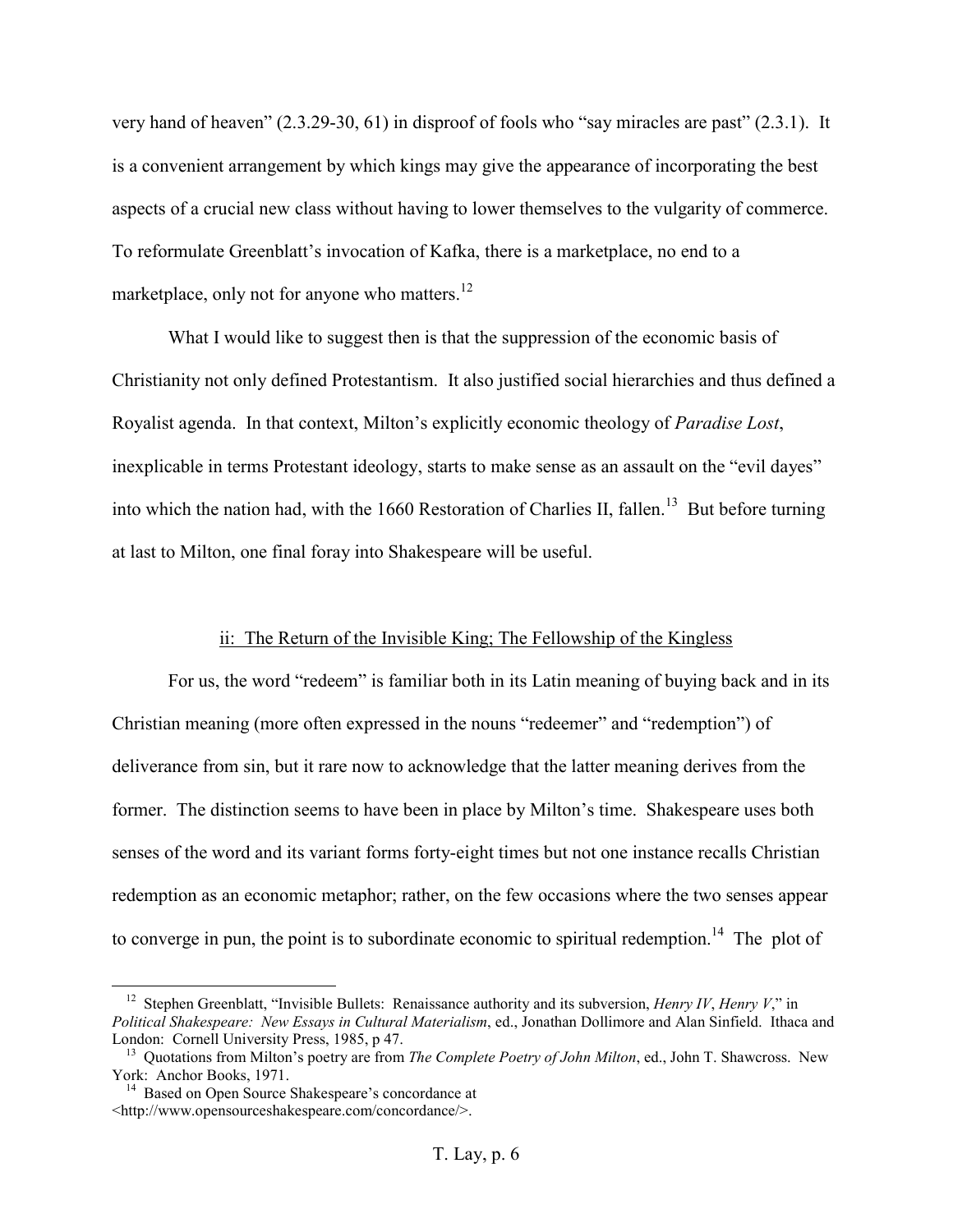very hand of heaven" (2.3.29-30, 61) in disproof of fools who "say miracles are past" (2.3.1). It is a convenient arrangement by which kings may give the appearance of incorporating the best aspects of a crucial new class without having to lower themselves to the vulgarity of commerce. To reformulate Greenblatt's invocation of Kafka, there is a marketplace, no end to a marketplace, only not for anyone who matters.[12]

What I would like to suggest then is that the suppression of the economic basis of Christianity not only defined Protestantism. It also justified social hierarchies and thus defined a Royalist agenda. In that context, Milton's explicitly economic theology of *Paradise Lost*, inexplicable in terms Protestant ideology, starts to make sense as an assault on the "evil dayes" into which the nation had, with the 1660 Restoration of Charlies II, fallen.[13] But before turning at last to Milton, one final foray into Shakespeare will be useful.

## ii: The Return of the Invisible King; The Fellowship of the Kingless

For us, the word "redeem" is familiar both in its Latin meaning of buying back and in its Christian meaning (more often expressed in the nouns "redeemer" and "redemption") of deliverance from sin, but it rare now to acknowledge that the latter meaning derives from the former. The distinction seems to have been in place by Milton's time. Shakespeare uses both senses of the word and its variant forms forty-eight times but not one instance recalls Christian redemption as an economic metaphor; rather, on the few occasions where the two senses appear to converge in pun, the point is to subordinate economic to spiritual redemption.[14] The plot of

---

[12] Stephen Greenblatt, "Invisible Bullets: Renaissance authority and its subversion, *Henry IV*, *Henry V*," in *Political Shakespeare: New Essays in Cultural Materialism*, ed., Jonathan Dollimore and Alan Sinfield. Ithaca and London: Cornell University Press, 1985, p 47.

[13] Quotations from Milton's poetry are from *The Complete Poetry of John Milton*, ed., John T. Shawcross. New York: Anchor Books, 1971.

[14] Based on Open Source Shakespeare's concordance at <http://www.opensourceshakespeare.com/concordance/>.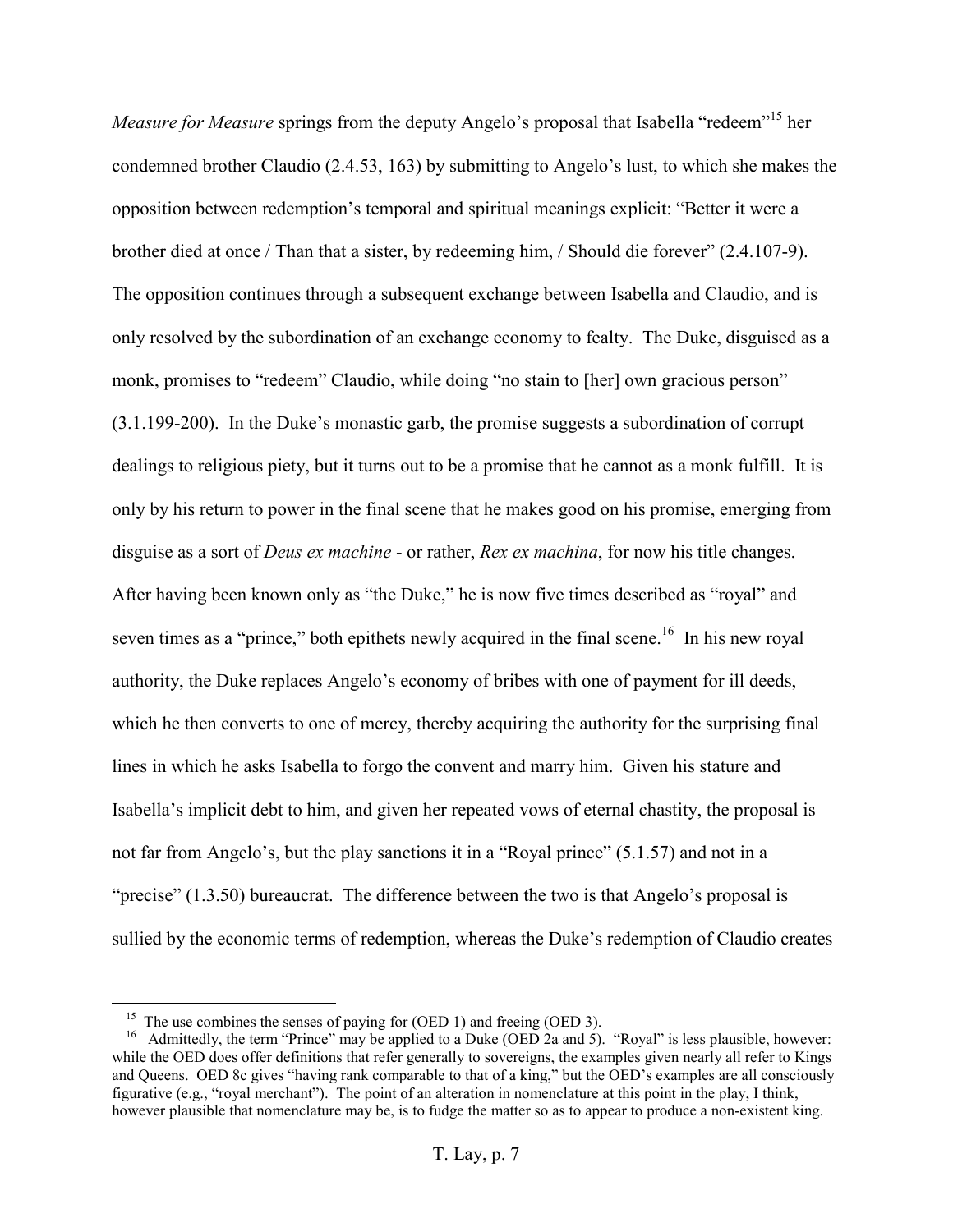*Measure for Measure* springs from the deputy Angelo's proposal that Isabella "redeem"[15] her condemned brother Claudio (2.4.53, 163) by submitting to Angelo's lust, to which she makes the opposition between redemption's temporal and spiritual meanings explicit: "Better it were a brother died at once / Than that a sister, by redeeming him, / Should die forever" (2.4.107-9). The opposition continues through a subsequent exchange between Isabella and Claudio, and is only resolved by the subordination of an exchange economy to fealty. The Duke, disguised as a monk, promises to "redeem" Claudio, while doing "no stain to [her] own gracious person" (3.1.199-200). In the Duke's monastic garb, the promise suggests a subordination of corrupt dealings to religious piety, but it turns out to be a promise that he cannot as a monk fulfill. It is only by his return to power in the final scene that he makes good on his promise, emerging from disguise as a sort of *Deus ex machine* - or rather, *Rex ex machina*, for now his title changes. After having been known only as "the Duke," he is now five times described as "royal" and seven times as a "prince," both epithets newly acquired in the final scene.[16] In his new royal authority, the Duke replaces Angelo's economy of bribes with one of payment for ill deeds, which he then converts to one of mercy, thereby acquiring the authority for the surprising final lines in which he asks Isabella to forgo the convent and marry him. Given his stature and Isabella's implicit debt to him, and given her repeated vows of eternal chastity, the proposal is not far from Angelo's, but the play sanctions it in a "Royal prince" (5.1.57) and not in a "precise" (1.3.50) bureaucrat. The difference between the two is that Angelo's proposal is sullied by the economic terms of redemption, whereas the Duke's redemption of Claudio creates

---

[15] The use combines the senses of paying for (OED 1) and freeing (OED 3).

[16] Admittedly, the term "Prince" may be applied to a Duke (OED 2a and 5). "Royal" is less plausible, however: while the OED does offer definitions that refer generally to sovereigns, the examples given nearly all refer to Kings and Queens. OED 8c gives "having rank comparable to that of a king," but the OED's examples are all consciously figurative (e.g., "royal merchant"). The point of an alteration in nomenclature at this point in the play, I think, however plausible that nomenclature may be, is to fudge the matter so as to appear to produce a non-existent king.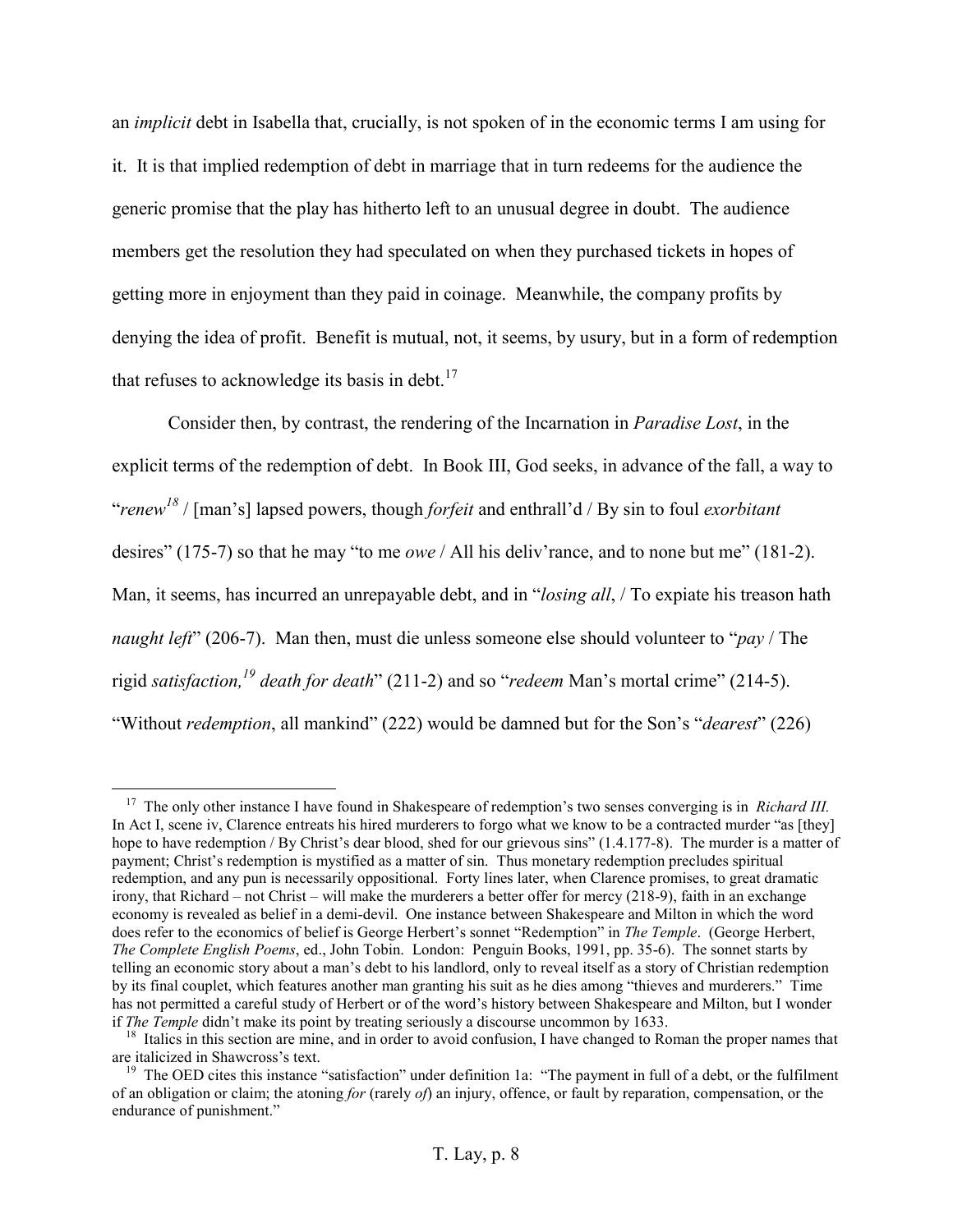an *implicit* debt in Isabella that, crucially, is not spoken of in the economic terms I am using for it. It is that implied redemption of debt in marriage that in turn redeems for the audience the generic promise that the play has hitherto left to an unusual degree in doubt. The audience members get the resolution they had speculated on when they purchased tickets in hopes of getting more in enjoyment than they paid in coinage. Meanwhile, the company profits by denying the idea of profit. Benefit is mutual, not, it seems, by usury, but in a form of redemption that refuses to acknowledge its basis in debt.[17]

Consider then, by contrast, the rendering of the Incarnation in *Paradise Lost*, in the explicit terms of the redemption of debt. In Book III, God seeks, in advance of the fall, a way to "*renew*[18] / [man's] lapsed powers, though *forfeit* and enthrall'd / By sin to foul *exorbitant* desires" (175-7) so that he may "to me *owe* / All his deliv'rance, and to none but me" (181-2). Man, it seems, has incurred an unrepayable debt, and in "*losing all*, / To expiate his treason hath *naught left*" (206-7). Man then, must die unless someone else should volunteer to "*pay* / The rigid *satisfaction,*[19] *death for death*" (211-2) and so "*redeem* Man's mortal crime" (214-5). "Without *redemption*, all mankind" (222) would be damned but for the Son's "*dearest*" (226)

---

[17] The only other instance I have found in Shakespeare of redemption's two senses converging is in *Richard III.* In Act I, scene iv, Clarence entreats his hired murderers to forgo what we know to be a contracted murder "as [they] hope to have redemption / By Christ's dear blood, shed for our grievous sins" (1.4.177-8). The murder is a matter of payment; Christ's redemption is mystified as a matter of sin. Thus monetary redemption precludes spiritual redemption, and any pun is necessarily oppositional. Forty lines later, when Clarence promises, to great dramatic irony, that Richard – not Christ – will make the murderers a better offer for mercy (218-9), faith in an exchange economy is revealed as belief in a demi-devil. One instance between Shakespeare and Milton in which the word does refer to the economics of belief is George Herbert's sonnet "Redemption" in *The Temple*. (George Herbert, *The Complete English Poems*, ed., John Tobin. London: Penguin Books, 1991, pp. 35-6). The sonnet starts by telling an economic story about a man's debt to his landlord, only to reveal itself as a story of Christian redemption by its final couplet, which features another man granting his suit as he dies among "thieves and murderers." Time has not permitted a careful study of Herbert or of the word's history between Shakespeare and Milton, but I wonder if *The Temple* didn't make its point by treating seriously a discourse uncommon by 1633.

[18] Italics in this section are mine, and in order to avoid confusion, I have changed to Roman the proper names that are italicized in Shawcross's text.

[19] The OED cites this instance "satisfaction" under definition 1a: "The payment in full of a debt, or the fulfilment of an obligation or claim; the atoning *for* (rarely *of*) an injury, offence, or fault by reparation, compensation, or the endurance of punishment."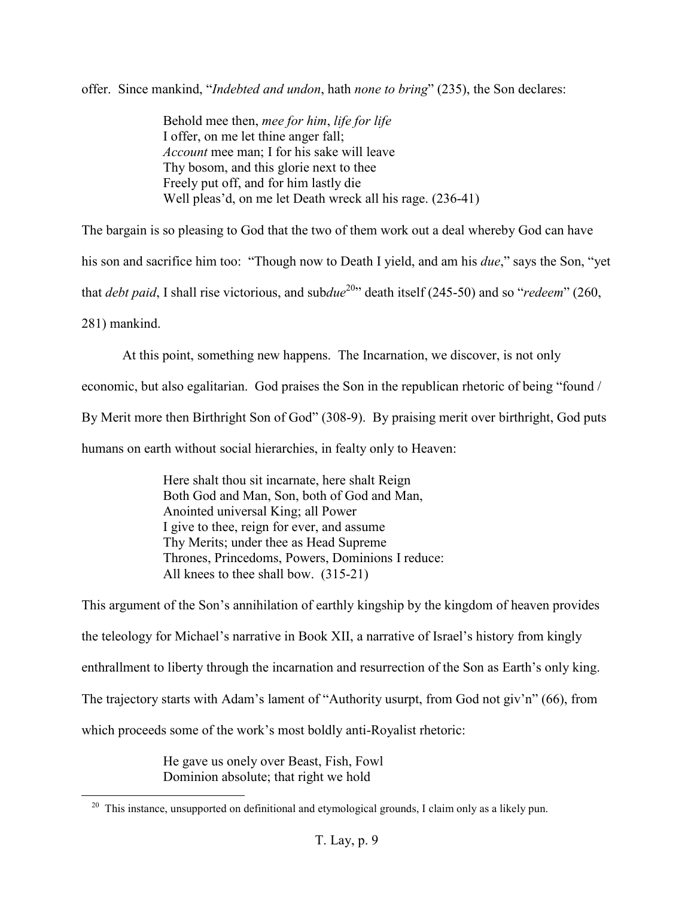offer. Since mankind, "*Indebted and undon*, hath *none to bring*" (235), the Son declares:

> Behold mee then, *mee for him*, *life for life*
> I offer, on me let thine anger fall;
> *Account* mee man; I for his sake will leave
> Thy bosom, and this glorie next to thee
> Freely put off, and for him lastly die
> Well pleas'd, on me let Death wreck all his rage. (236-41)

The bargain is so pleasing to God that the two of them work out a deal whereby God can have his son and sacrifice him too: "Though now to Death I yield, and am his *due*," says the Son, "yet that *debt paid*, I shall rise victorious, and sub*due*[20]" death itself (245-50) and so "*redeem*" (260, 281) mankind.

At this point, something new happens. The Incarnation, we discover, is not only economic, but also egalitarian. God praises the Son in the republican rhetoric of being "found / By Merit more then Birthright Son of God" (308-9). By praising merit over birthright, God puts humans on earth without social hierarchies, in fealty only to Heaven:

> Here shalt thou sit incarnate, here shalt Reign
> Both God and Man, Son, both of God and Man,
> Anointed universal King; all Power
> I give to thee, reign for ever, and assume
> Thy Merits; under thee as Head Supreme
> Thrones, Princedoms, Powers, Dominions I reduce:
> All knees to thee shall bow. (315-21)

This argument of the Son's annihilation of earthly kingship by the kingdom of heaven provides the teleology for Michael's narrative in Book XII, a narrative of Israel's history from kingly enthrallment to liberty through the incarnation and resurrection of the Son as Earth's only king. The trajectory starts with Adam's lament of "Authority usurpt, from God not giv'n" (66), from which proceeds some of the work's most boldly anti-Royalist rhetoric:

> He gave us onely over Beast, Fish, Fowl
> Dominion absolute; that right we hold

[20] This instance, unsupported on definitional and etymological grounds, I claim only as a likely pun.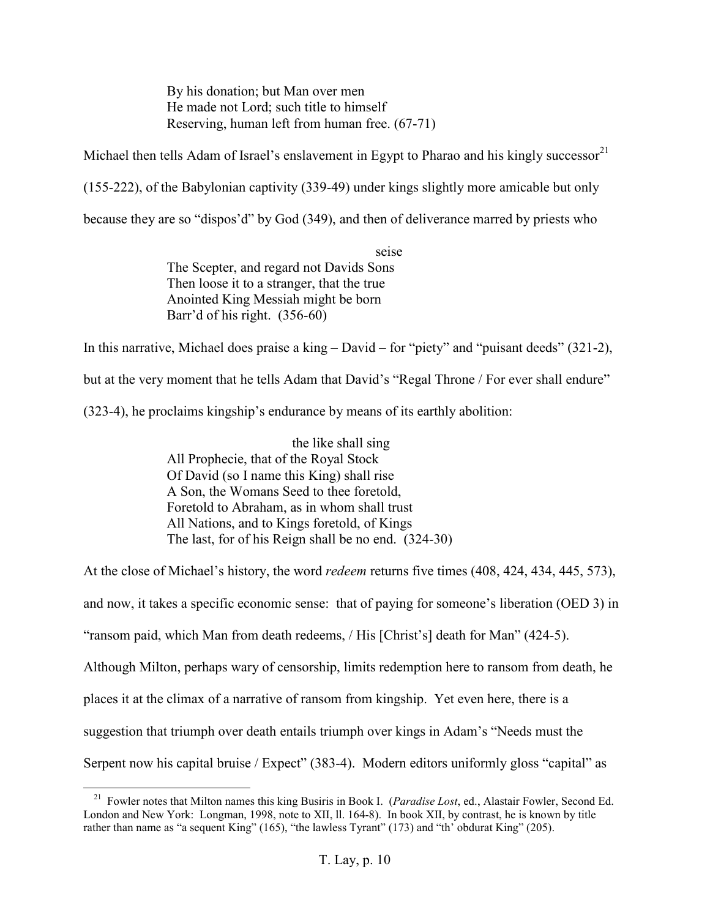> By his donation; but Man over men
> He made not Lord; such title to himself
> Reserving, human left from human free. (67-71)

Michael then tells Adam of Israel's enslavement in Egypt to Pharao and his kingly successor[21] (155-222), of the Babylonian captivity (339-49) under kings slightly more amicable but only because they are so "dispos'd" by God (349), and then of deliverance marred by priests who

> seise
> The Scepter, and regard not Davids Sons
> Then loose it to a stranger, that the true
> Anointed King Messiah might be born
> Barr'd of his right. (356-60)

In this narrative, Michael does praise a king – David – for "piety" and "puisant deeds" (321-2), but at the very moment that he tells Adam that David's "Regal Throne / For ever shall endure" (323-4), he proclaims kingship's endurance by means of its earthly abolition:

> the like shall sing
> All Prophecie, that of the Royal Stock
> Of David (so I name this King) shall rise
> A Son, the Womans Seed to thee foretold,
> Foretold to Abraham, as in whom shall trust
> All Nations, and to Kings foretold, of Kings
> The last, for of his Reign shall be no end. (324-30)

At the close of Michael's history, the word *redeem* returns five times (408, 424, 434, 445, 573), and now, it takes a specific economic sense: that of paying for someone's liberation (OED 3) in "ransom paid, which Man from death redeems, / His [Christ's] death for Man" (424-5). Although Milton, perhaps wary of censorship, limits redemption here to ransom from death, he places it at the climax of a narrative of ransom from kingship. Yet even here, there is a suggestion that triumph over death entails triumph over kings in Adam's "Needs must the Serpent now his capital bruise / Expect" (383-4). Modern editors uniformly gloss "capital" as

---

[21] Fowler notes that Milton names this king Busiris in Book I. (*Paradise Lost*, ed., Alastair Fowler, Second Ed. London and New York: Longman, 1998, note to XII, ll. 164-8). In book XII, by contrast, he is known by title rather than name as "a sequent King" (165), "the lawless Tyrant" (173) and "th' obdurat King" (205).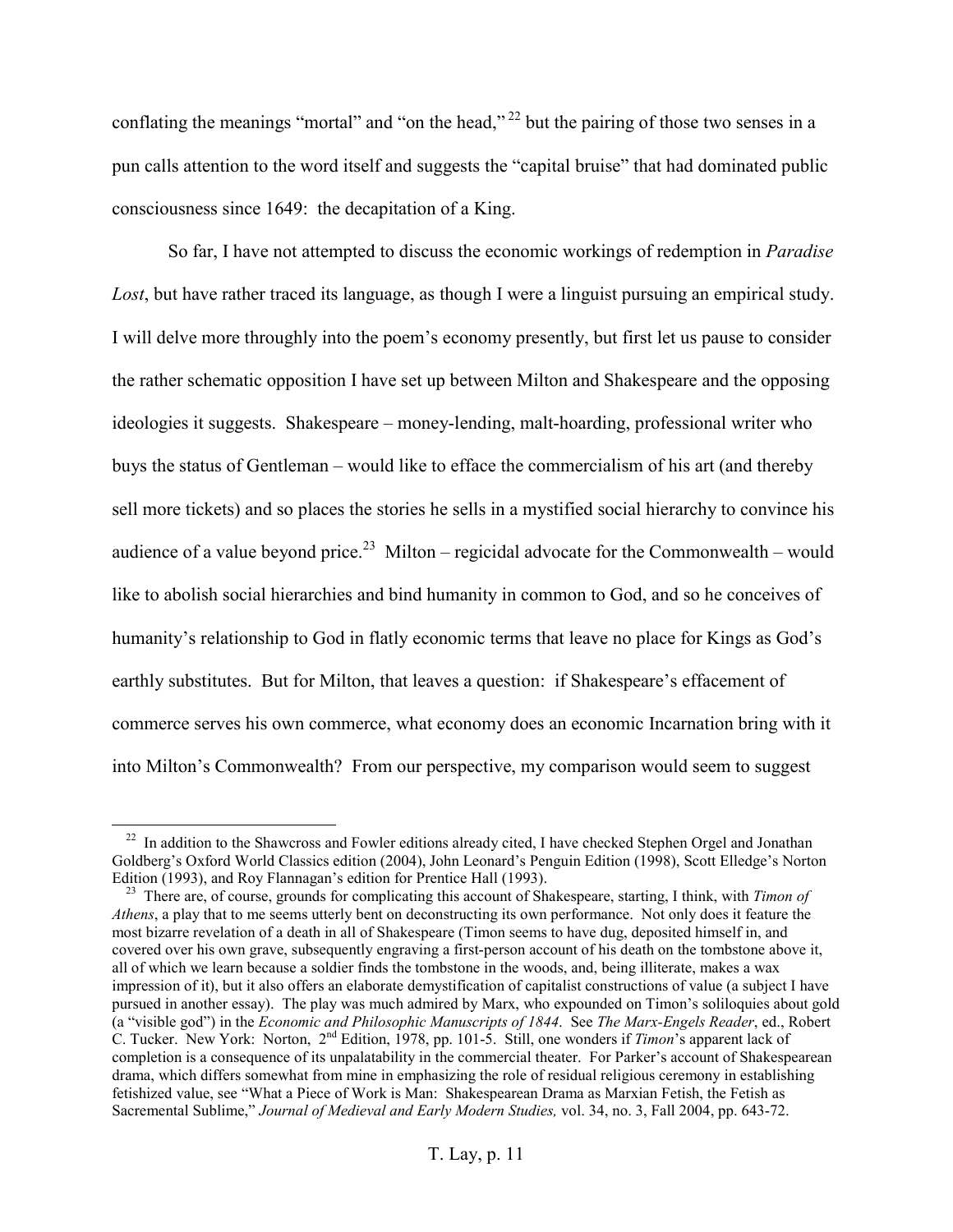conflating the meanings "mortal" and "on the head,"[22] but the pairing of those two senses in a pun calls attention to the word itself and suggests the "capital bruise" that had dominated public consciousness since 1649: the decapitation of a King.

So far, I have not attempted to discuss the economic workings of redemption in *Paradise Lost*, but have rather traced its language, as though I were a linguist pursuing an empirical study. I will delve more throughly into the poem's economy presently, but first let us pause to consider the rather schematic opposition I have set up between Milton and Shakespeare and the opposing ideologies it suggests. Shakespeare – money-lending, malt-hoarding, professional writer who buys the status of Gentleman – would like to efface the commercialism of his art (and thereby sell more tickets) and so places the stories he sells in a mystified social hierarchy to convince his audience of a value beyond price.[23] Milton – regicidal advocate for the Commonwealth – would like to abolish social hierarchies and bind humanity in common to God, and so he conceives of humanity's relationship to God in flatly economic terms that leave no place for Kings as God's earthly substitutes. But for Milton, that leaves a question: if Shakespeare's effacement of commerce serves his own commerce, what economy does an economic Incarnation bring with it into Milton's Commonwealth? From our perspective, my comparison would seem to suggest

---

[22] In addition to the Shawcross and Fowler editions already cited, I have checked Stephen Orgel and Jonathan Goldberg's Oxford World Classics edition (2004), John Leonard's Penguin Edition (1998), Scott Elledge's Norton Edition (1993), and Roy Flannagan's edition for Prentice Hall (1993).

[23] There are, of course, grounds for complicating this account of Shakespeare, starting, I think, with *Timon of Athens*, a play that to me seems utterly bent on deconstructing its own performance. Not only does it feature the most bizarre revelation of a death in all of Shakespeare (Timon seems to have dug, deposited himself in, and covered over his own grave, subsequently engraving a first-person account of his death on the tombstone above it, all of which we learn because a soldier finds the tombstone in the woods, and, being illiterate, makes a wax impression of it), but it also offers an elaborate demystification of capitalist constructions of value (a subject I have pursued in another essay). The play was much admired by Marx, who expounded on Timon's soliloquies about gold (a "visible god") in the *Economic and Philosophic Manuscripts of 1844*. See *The Marx-Engels Reader*, ed., Robert C. Tucker. New York: Norton, 2nd Edition, 1978, pp. 101-5. Still, one wonders if *Timon*'s apparent lack of completion is a consequence of its unpalatability in the commercial theater. For Parker's account of Shakespearean drama, which differs somewhat from mine in emphasizing the role of residual religious ceremony in establishing fetishized value, see "What a Piece of Work is Man: Shakespearean Drama as Marxian Fetish, the Fetish as Sacremental Sublime," *Journal of Medieval and Early Modern Studies,* vol. 34, no. 3, Fall 2004, pp. 643-72.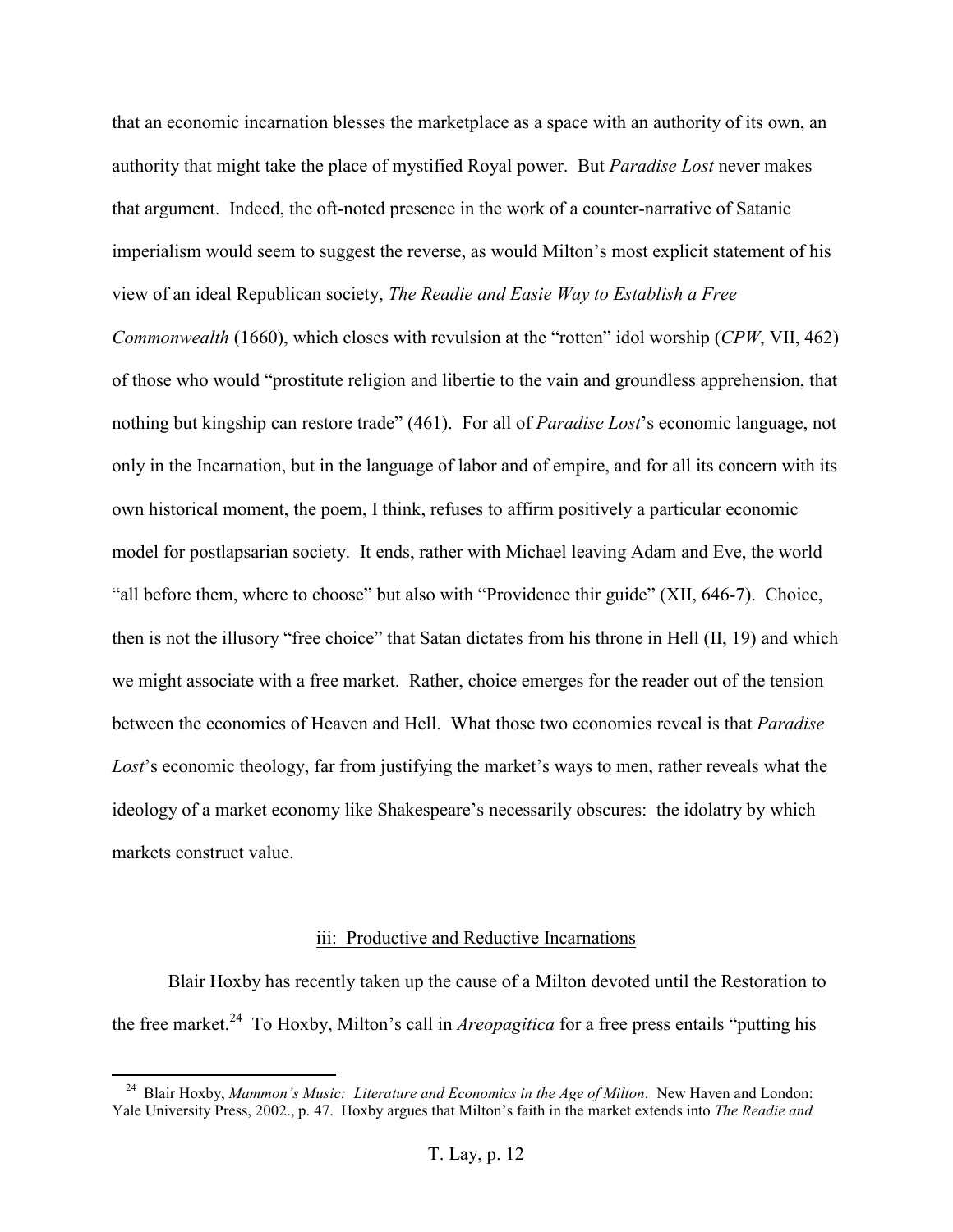that an economic incarnation blesses the marketplace as a space with an authority of its own, an authority that might take the place of mystified Royal power. But *Paradise Lost* never makes that argument. Indeed, the oft-noted presence in the work of a counter-narrative of Satanic imperialism would seem to suggest the reverse, as would Milton's most explicit statement of his view of an ideal Republican society, *The Readie and Easie Way to Establish a Free Commonwealth* (1660), which closes with revulsion at the "rotten" idol worship (*CPW*, VII, 462) of those who would "prostitute religion and libertie to the vain and groundless apprehension, that nothing but kingship can restore trade" (461). For all of *Paradise Lost*'s economic language, not only in the Incarnation, but in the language of labor and of empire, and for all its concern with its own historical moment, the poem, I think, refuses to affirm positively a particular economic model for postlapsarian society. It ends, rather with Michael leaving Adam and Eve, the world "all before them, where to choose" but also with "Providence thir guide" (XII, 646-7). Choice, then is not the illusory "free choice" that Satan dictates from his throne in Hell (II, 19) and which we might associate with a free market. Rather, choice emerges for the reader out of the tension between the economies of Heaven and Hell. What those two economies reveal is that *Paradise Lost*'s economic theology, far from justifying the market's ways to men, rather reveals what the ideology of a market economy like Shakespeare's necessarily obscures: the idolatry by which markets construct value.

## iii: Productive and Reductive Incarnations

Blair Hoxby has recently taken up the cause of a Milton devoted until the Restoration to the free market.[24] To Hoxby, Milton's call in *Areopagitica* for a free press entails "putting his

---

[24] Blair Hoxby, *Mammon's Music: Literature and Economics in the Age of Milton*. New Haven and London: Yale University Press, 2002., p. 47. Hoxby argues that Milton's faith in the market extends into *The Readie and*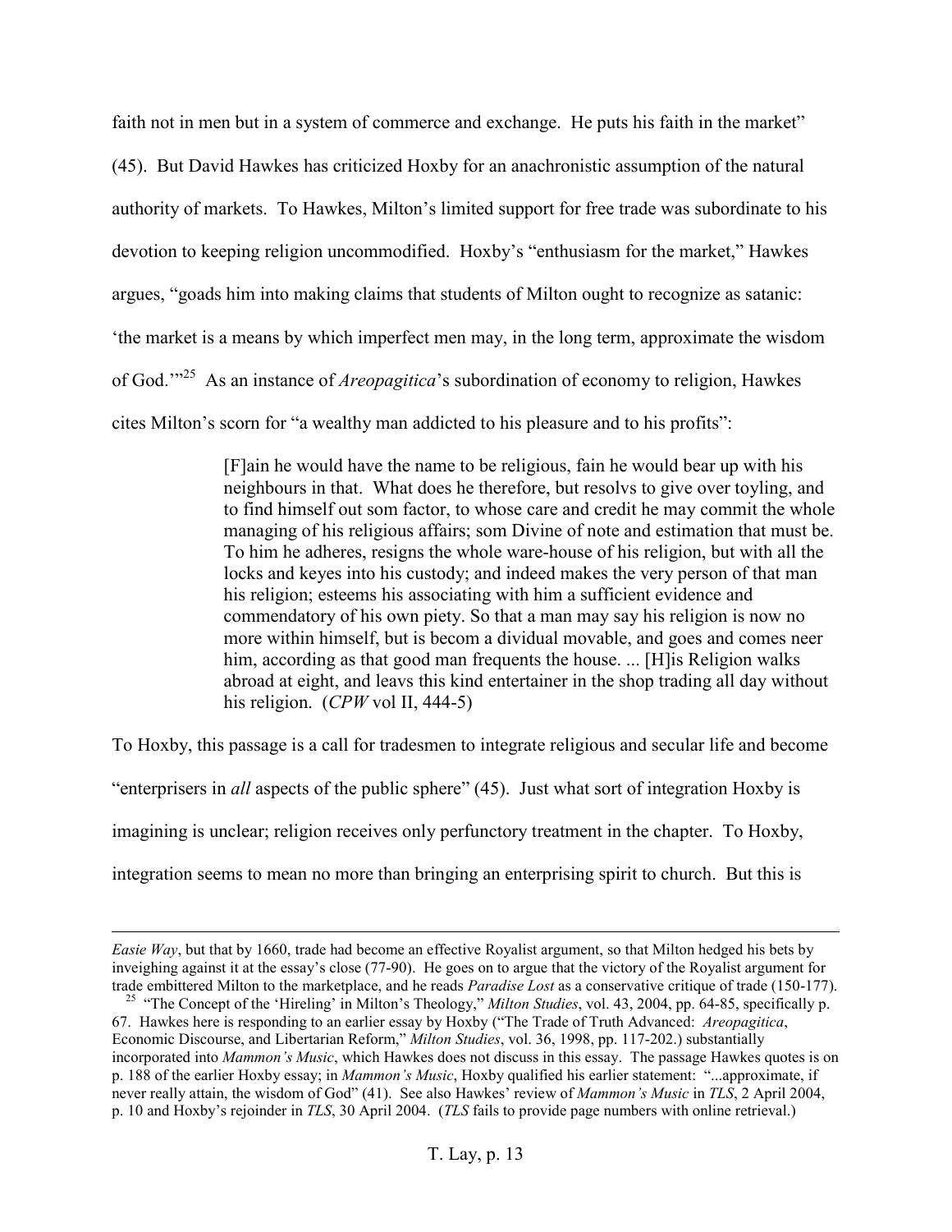faith not in men but in a system of commerce and exchange. He puts his faith in the market" (45). But David Hawkes has criticized Hoxby for an anachronistic assumption of the natural authority of markets. To Hawkes, Milton's limited support for free trade was subordinate to his devotion to keeping religion uncommodified. Hoxby's "enthusiasm for the market," Hawkes argues, "goads him into making claims that students of Milton ought to recognize as satanic: 'the market is a means by which imperfect men may, in the long term, approximate the wisdom of God.'"[25] As an instance of *Areopagitica*'s subordination of economy to religion, Hawkes cites Milton's scorn for "a wealthy man addicted to his pleasure and to his profits":

> [F]ain he would have the name to be religious, fain he would bear up with his neighbours in that. What does he therefore, but resolvs to give over toyling, and to find himself out som factor, to whose care and credit he may commit the whole managing of his religious affairs; som Divine of note and estimation that must be. To him he adheres, resigns the whole ware-house of his religion, but with all the locks and keyes into his custody; and indeed makes the very person of that man his religion; esteems his associating with him a sufficient evidence and commendatory of his own piety. So that a man may say his religion is now no more within himself, but is becom a dividual movable, and goes and comes neer him, according as that good man frequents the house. ... [H]is Religion walks abroad at eight, and leavs this kind entertainer in the shop trading all day without his religion. (*CPW* vol II, 444-5)

To Hoxby, this passage is a call for tradesmen to integrate religious and secular life and become "enterprisers in *all* aspects of the public sphere" (45). Just what sort of integration Hoxby is imagining is unclear; religion receives only perfunctory treatment in the chapter. To Hoxby, integration seems to mean no more than bringing an enterprising spirit to church. But this is

---

*Easie Way*, but that by 1660, trade had become an effective Royalist argument, so that Milton hedged his bets by inveighing against it at the essay's close (77-90). He goes on to argue that the victory of the Royalist argument for trade embittered Milton to the marketplace, and he reads *Paradise Lost* as a conservative critique of trade (150-177).

[25] "The Concept of the 'Hireling' in Milton's Theology," *Milton Studies*, vol. 43, 2004, pp. 64-85, specifically p. 67. Hawkes here is responding to an earlier essay by Hoxby ("The Trade of Truth Advanced: *Areopagitica*, Economic Discourse, and Libertarian Reform," *Milton Studies*, vol. 36, 1998, pp. 117-202.) substantially incorporated into *Mammon's Music*, which Hawkes does not discuss in this essay. The passage Hawkes quotes is on p. 188 of the earlier Hoxby essay; in *Mammon's Music*, Hoxby qualified his earlier statement: "...approximate, if never really attain, the wisdom of God" (41). See also Hawkes' review of *Mammon's Music* in *TLS*, 2 April 2004, p. 10 and Hoxby's rejoinder in *TLS*, 30 April 2004. (*TLS* fails to provide page numbers with online retrieval.)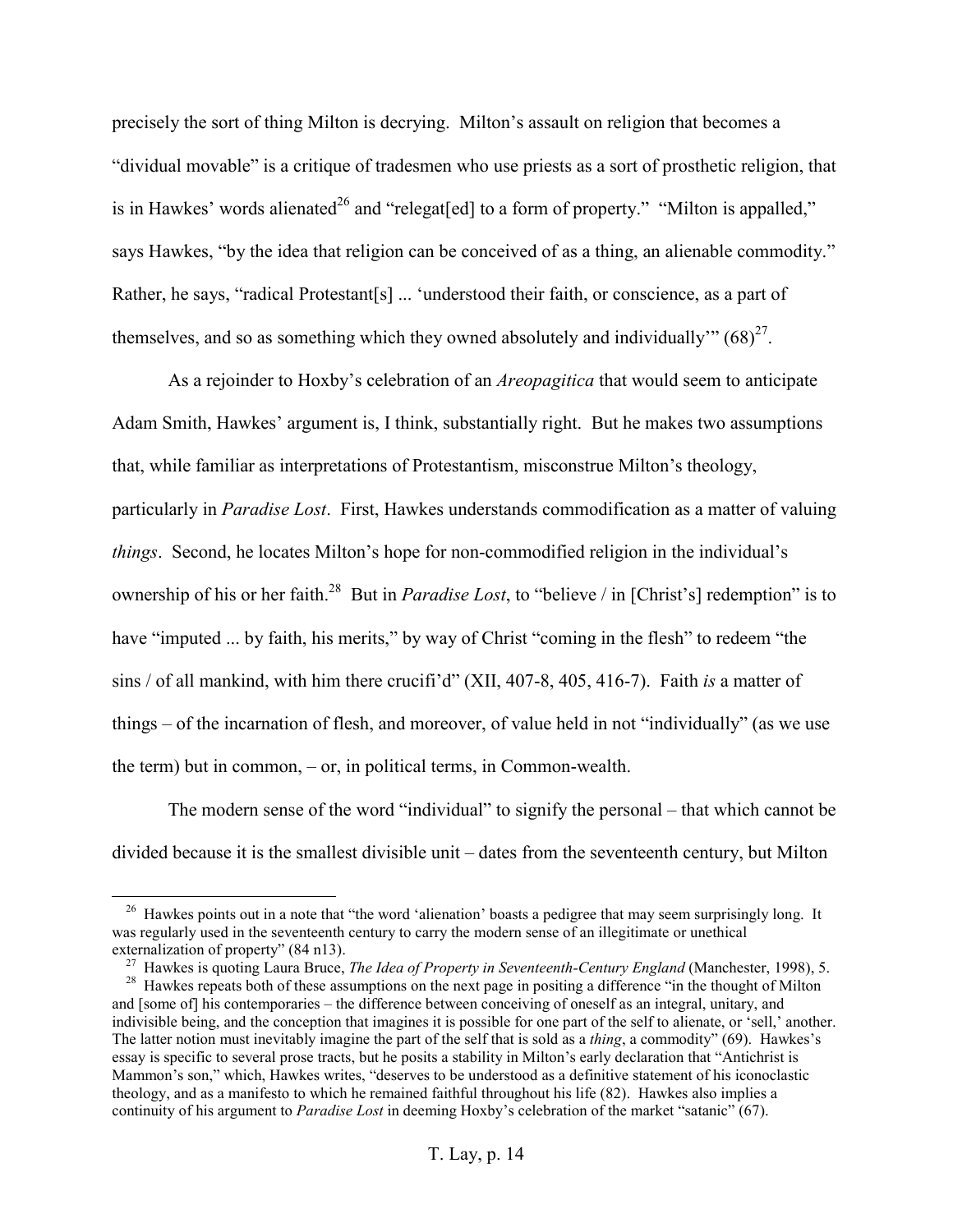precisely the sort of thing Milton is decrying. Milton's assault on religion that becomes a "dividual movable" is a critique of tradesmen who use priests as a sort of prosthetic religion, that is in Hawkes' words alienated[26] and "relegat[ed] to a form of property." "Milton is appalled," says Hawkes, "by the idea that religion can be conceived of as a thing, an alienable commodity." Rather, he says, "radical Protestant[s] ... 'understood their faith, or conscience, as a part of themselves, and so as something which they owned absolutely and individually'" (68)[27].

As a rejoinder to Hoxby's celebration of an *Areopagitica* that would seem to anticipate Adam Smith, Hawkes' argument is, I think, substantially right. But he makes two assumptions that, while familiar as interpretations of Protestantism, misconstrue Milton's theology, particularly in *Paradise Lost*. First, Hawkes understands commodification as a matter of valuing *things*. Second, he locates Milton's hope for non-commodified religion in the individual's ownership of his or her faith.[28] But in *Paradise Lost*, to "believe / in [Christ's] redemption" is to have "imputed ... by faith, his merits," by way of Christ "coming in the flesh" to redeem "the sins / of all mankind, with him there crucifi'd" (XII, 407-8, 405, 416-7). Faith *is* a matter of things – of the incarnation of flesh, and moreover, of value held in not "individually" (as we use the term) but in common, – or, in political terms, in Common-wealth.

The modern sense of the word "individual" to signify the personal – that which cannot be divided because it is the smallest divisible unit – dates from the seventeenth century, but Milton

[26] Hawkes points out in a note that "the word 'alienation' boasts a pedigree that may seem surprisingly long. It was regularly used in the seventeenth century to carry the modern sense of an illegitimate or unethical externalization of property" (84 n13).

[27] Hawkes is quoting Laura Bruce, *The Idea of Property in Seventeenth-Century England* (Manchester, 1998), 5.

[28] Hawkes repeats both of these assumptions on the next page in positing a difference "in the thought of Milton and [some of] his contemporaries – the difference between conceiving of oneself as an integral, unitary, and indivisible being, and the conception that imagines it is possible for one part of the self to alienate, or 'sell,' another. The latter notion must inevitably imagine the part of the self that is sold as a *thing*, a commodity" (69). Hawkes's essay is specific to several prose tracts, but he posits a stability in Milton's early declaration that "Antichrist is Mammon's son," which, Hawkes writes, "deserves to be understood as a definitive statement of his iconoclastic theology, and as a manifesto to which he remained faithful throughout his life (82). Hawkes also implies a continuity of his argument to *Paradise Lost* in deeming Hoxby's celebration of the market "satanic" (67).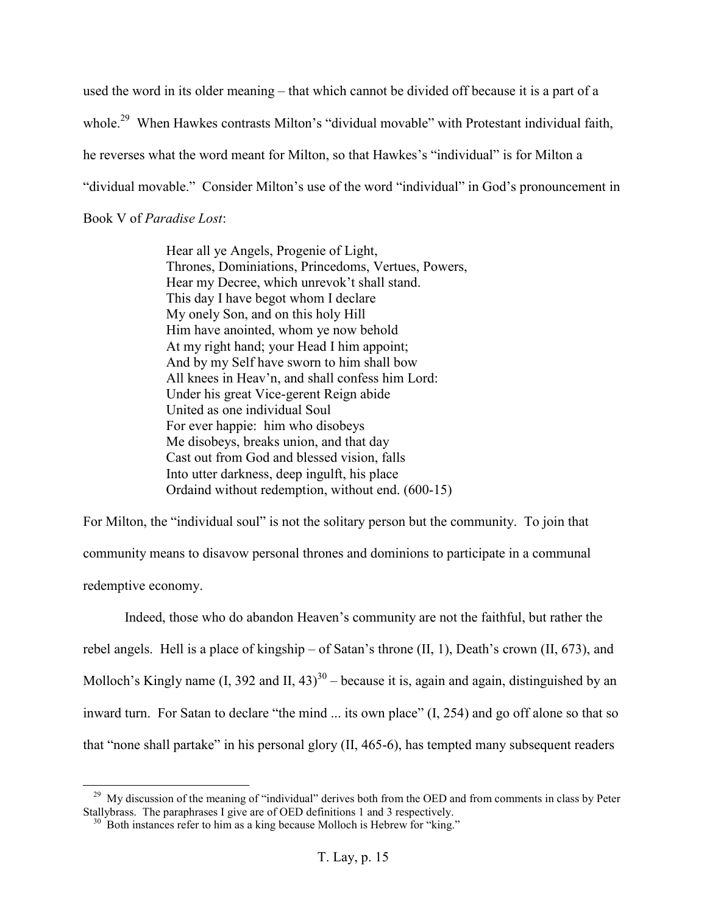used the word in its older meaning – that which cannot be divided off because it is a part of a whole.[29] When Hawkes contrasts Milton's "dividual movable" with Protestant individual faith, he reverses what the word meant for Milton, so that Hawkes's "individual" is for Milton a "dividual movable." Consider Milton's use of the word "individual" in God's pronouncement in Book V of *Paradise Lost*:

> Hear all ye Angels, Progenie of Light,
> Thrones, Dominiations, Princedoms, Vertues, Powers,
> Hear my Decree, which unrevok't shall stand.
> This day I have begot whom I declare
> My onely Son, and on this holy Hill
> Him have anointed, whom ye now behold
> At my right hand; your Head I him appoint;
> And by my Self have sworn to him shall bow
> All knees in Heav'n, and shall confess him Lord:
> Under his great Vice-gerent Reign abide
> United as one individual Soul
> For ever happie: him who disobeys
> Me disobeys, breaks union, and that day
> Cast out from God and blessed vision, falls
> Into utter darkness, deep ingulft, his place
> Ordaind without redemption, without end. (600-15)

For Milton, the "individual soul" is not the solitary person but the community. To join that community means to disavow personal thrones and dominions to participate in a communal redemptive economy.

Indeed, those who do abandon Heaven's community are not the faithful, but rather the rebel angels. Hell is a place of kingship – of Satan's throne (II, 1), Death's crown (II, 673), and Molloch's Kingly name (I, 392 and II, 43)[30] – because it is, again and again, distinguished by an inward turn. For Satan to declare "the mind ... its own place" (I, 254) and go off alone so that so that "none shall partake" in his personal glory (II, 465-6), has tempted many subsequent readers

[29] My discussion of the meaning of "individual" derives both from the OED and from comments in class by Peter Stallybrass. The paraphrases I give are of OED definitions 1 and 3 respectively.

[30] Both instances refer to him as a king because Molloch is Hebrew for "king."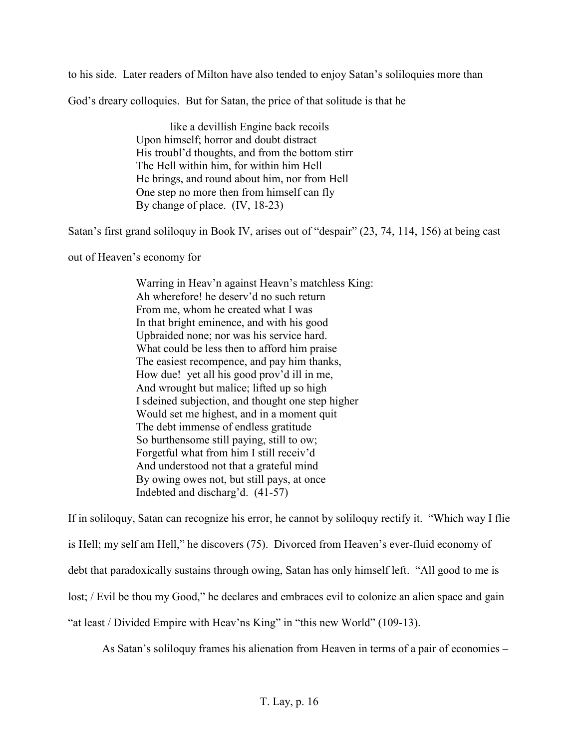to his side. Later readers of Milton have also tended to enjoy Satan's soliloquies more than God's dreary colloquies. But for Satan, the price of that solitude is that he

> like a devillish Engine back recoils
> Upon himself; horror and doubt distract
> His troubl'd thoughts, and from the bottom stirr
> The Hell within him, for within him Hell
> He brings, and round about him, nor from Hell
> One step no more then from himself can fly
> By change of place. (IV, 18-23)

Satan's first grand soliloquy in Book IV, arises out of "despair" (23, 74, 114, 156) at being cast out of Heaven's economy for

> Warring in Heav'n against Heavn's matchless King:
> Ah wherefore! he deserv'd no such return
> From me, whom he created what I was
> In that bright eminence, and with his good
> Upbraided none; nor was his service hard.
> What could be less then to afford him praise
> The easiest recompence, and pay him thanks,
> How due! yet all his good prov'd ill in me,
> And wrought but malice; lifted up so high
> I sdeined subjection, and thought one step higher
> Would set me highest, and in a moment quit
> The debt immense of endless gratitude
> So burthensome still paying, still to ow;
> Forgetful what from him I still receiv'd
> And understood not that a grateful mind
> By owing owes not, but still pays, at once
> Indebted and discharg'd. (41-57)

If in soliloquy, Satan can recognize his error, he cannot by soliloquy rectify it. "Which way I flie is Hell; my self am Hell," he discovers (75). Divorced from Heaven's ever-fluid economy of debt that paradoxically sustains through owing, Satan has only himself left. "All good to me is lost; / Evil be thou my Good," he declares and embraces evil to colonize an alien space and gain "at least / Divided Empire with Heav'ns King" in "this new World" (109-13).

As Satan's soliloquy frames his alienation from Heaven in terms of a pair of economies –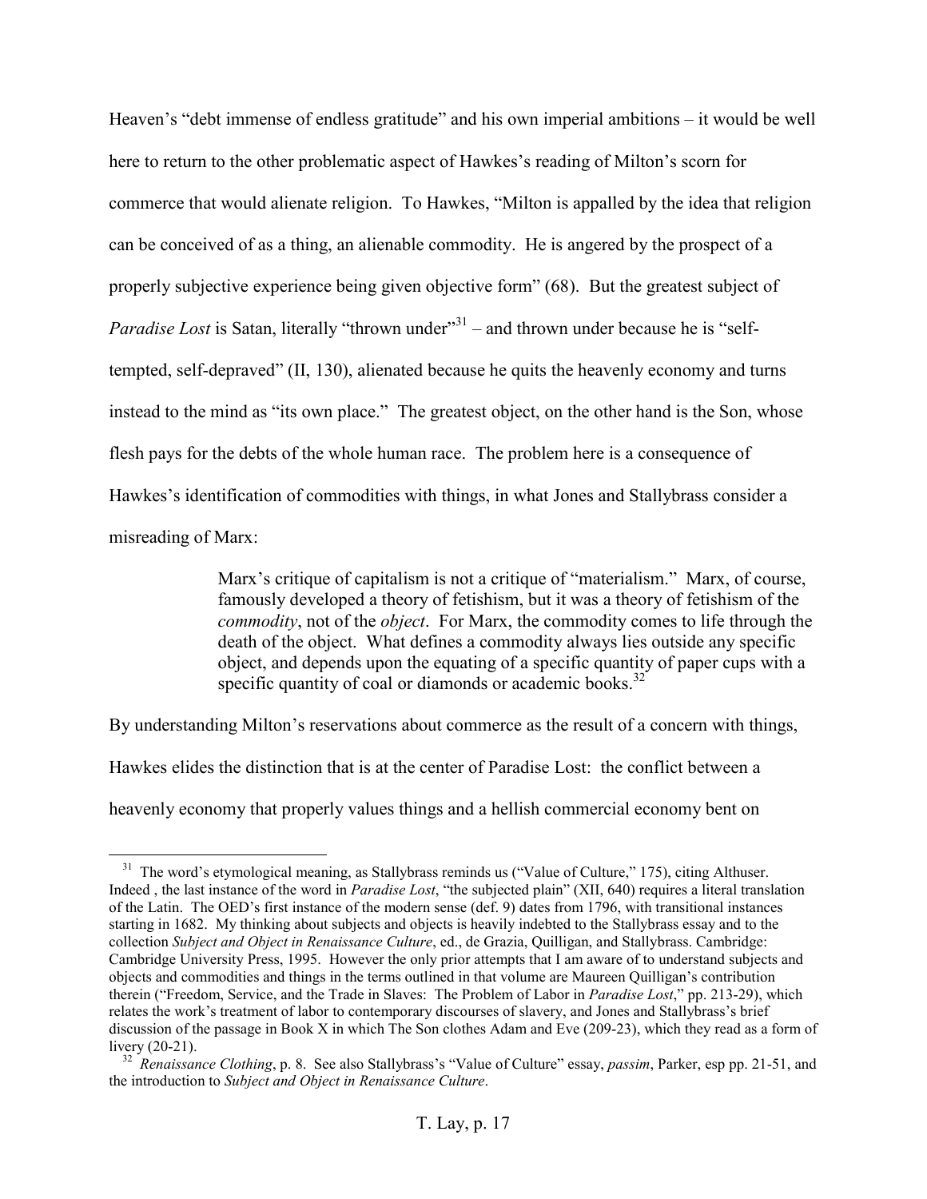Heaven's "debt immense of endless gratitude" and his own imperial ambitions – it would be well here to return to the other problematic aspect of Hawkes's reading of Milton's scorn for commerce that would alienate religion. To Hawkes, "Milton is appalled by the idea that religion can be conceived of as a thing, an alienable commodity. He is angered by the prospect of a properly subjective experience being given objective form" (68). But the greatest subject of *Paradise Lost* is Satan, literally "thrown under"[31] – and thrown under because he is "self-tempted, self-depraved" (II, 130), alienated because he quits the heavenly economy and turns instead to the mind as "its own place." The greatest object, on the other hand is the Son, whose flesh pays for the debts of the whole human race. The problem here is a consequence of Hawkes's identification of commodities with things, in what Jones and Stallybrass consider a misreading of Marx:

> Marx's critique of capitalism is not a critique of "materialism." Marx, of course, famously developed a theory of fetishism, but it was a theory of fetishism of the *commodity*, not of the *object*. For Marx, the commodity comes to life through the death of the object. What defines a commodity always lies outside any specific object, and depends upon the equating of a specific quantity of paper cups with a specific quantity of coal or diamonds or academic books.[32]

By understanding Milton's reservations about commerce as the result of a concern with things, Hawkes elides the distinction that is at the center of Paradise Lost: the conflict between a heavenly economy that properly values things and a hellish commercial economy bent on

---

[31] The word's etymological meaning, as Stallybrass reminds us ("Value of Culture," 175), citing Althuser. Indeed , the last instance of the word in *Paradise Lost*, "the subjected plain" (XII, 640) requires a literal translation of the Latin. The OED's first instance of the modern sense (def. 9) dates from 1796, with transitional instances starting in 1682. My thinking about subjects and objects is heavily indebted to the Stallybrass essay and to the collection *Subject and Object in Renaissance Culture*, ed., de Grazia, Quilligan, and Stallybrass. Cambridge: Cambridge University Press, 1995. However the only prior attempts that I am aware of to understand subjects and objects and commodities and things in the terms outlined in that volume are Maureen Quilligan's contribution therein ("Freedom, Service, and the Trade in Slaves: The Problem of Labor in *Paradise Lost*," pp. 213-29), which relates the work's treatment of labor to contemporary discourses of slavery, and Jones and Stallybrass's brief discussion of the passage in Book X in which The Son clothes Adam and Eve (209-23), which they read as a form of livery (20-21).

[32] *Renaissance Clothing*, p. 8. See also Stallybrass's "Value of Culture" essay, *passim*, Parker, esp pp. 21-51, and the introduction to *Subject and Object in Renaissance Culture*.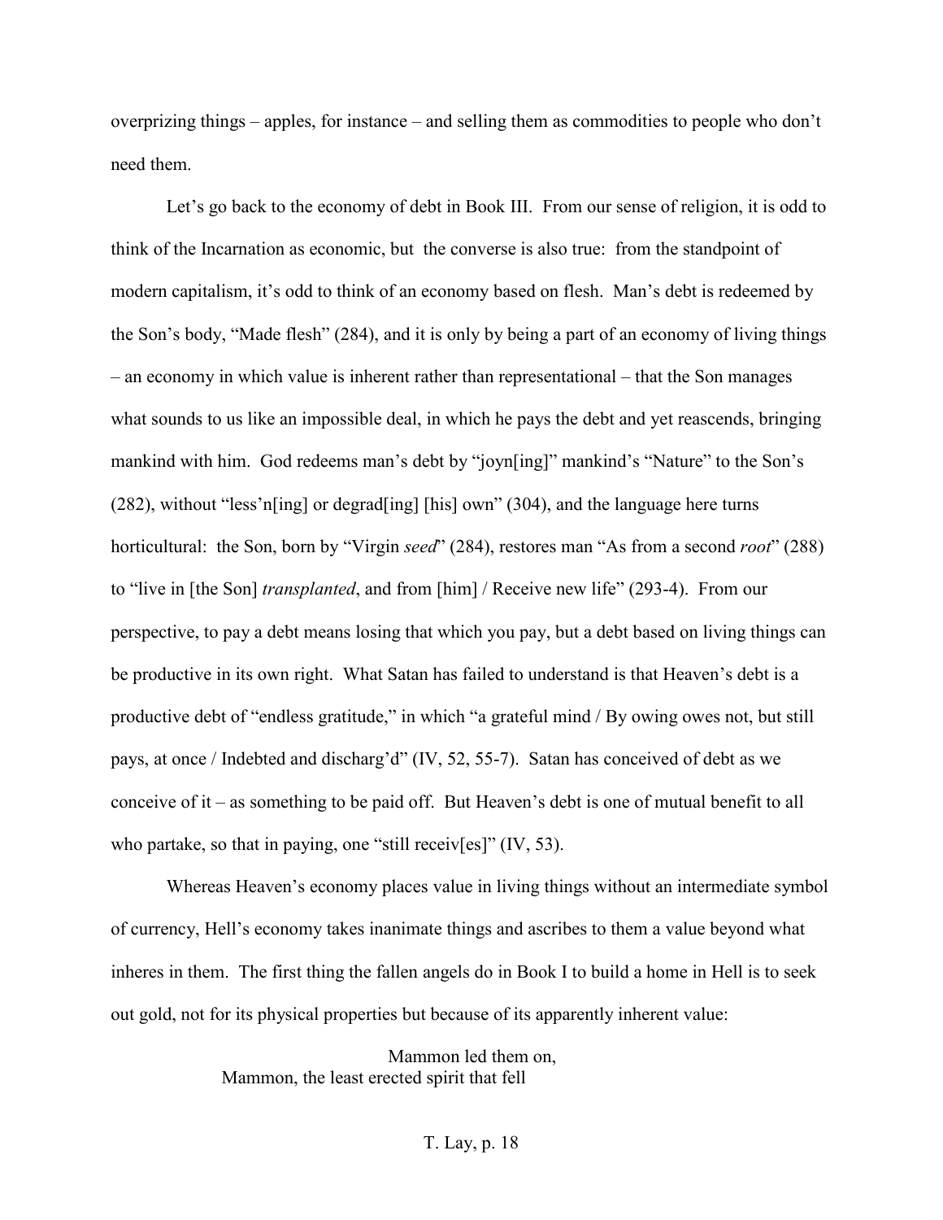overprizing things – apples, for instance – and selling them as commodities to people who don't need them.

Let's go back to the economy of debt in Book III. From our sense of religion, it is odd to think of the Incarnation as economic, but the converse is also true: from the standpoint of modern capitalism, it's odd to think of an economy based on flesh. Man's debt is redeemed by the Son's body, "Made flesh" (284), and it is only by being a part of an economy of living things – an economy in which value is inherent rather than representational – that the Son manages what sounds to us like an impossible deal, in which he pays the debt and yet reascends, bringing mankind with him. God redeems man's debt by "joyn[ing]" mankind's "Nature" to the Son's (282), without "less'n[ing] or degrad[ing] [his] own" (304), and the language here turns horticultural: the Son, born by "Virgin *seed*" (284), restores man "As from a second *root*" (288) to "live in [the Son] *transplanted*, and from [him] / Receive new life" (293-4). From our perspective, to pay a debt means losing that which you pay, but a debt based on living things can be productive in its own right. What Satan has failed to understand is that Heaven's debt is a productive debt of "endless gratitude," in which "a grateful mind / By owing owes not, but still pays, at once / Indebted and discharg'd" (IV, 52, 55-7). Satan has conceived of debt as we conceive of it – as something to be paid off. But Heaven's debt is one of mutual benefit to all who partake, so that in paying, one "still receiv[es]" (IV, 53).

Whereas Heaven's economy places value in living things without an intermediate symbol of currency, Hell's economy takes inanimate things and ascribes to them a value beyond what inheres in them. The first thing the fallen angels do in Book I to build a home in Hell is to seek out gold, not for its physical properties but because of its apparently inherent value:

> Mammon led them on,
> Mammon, the least erected spirit that fell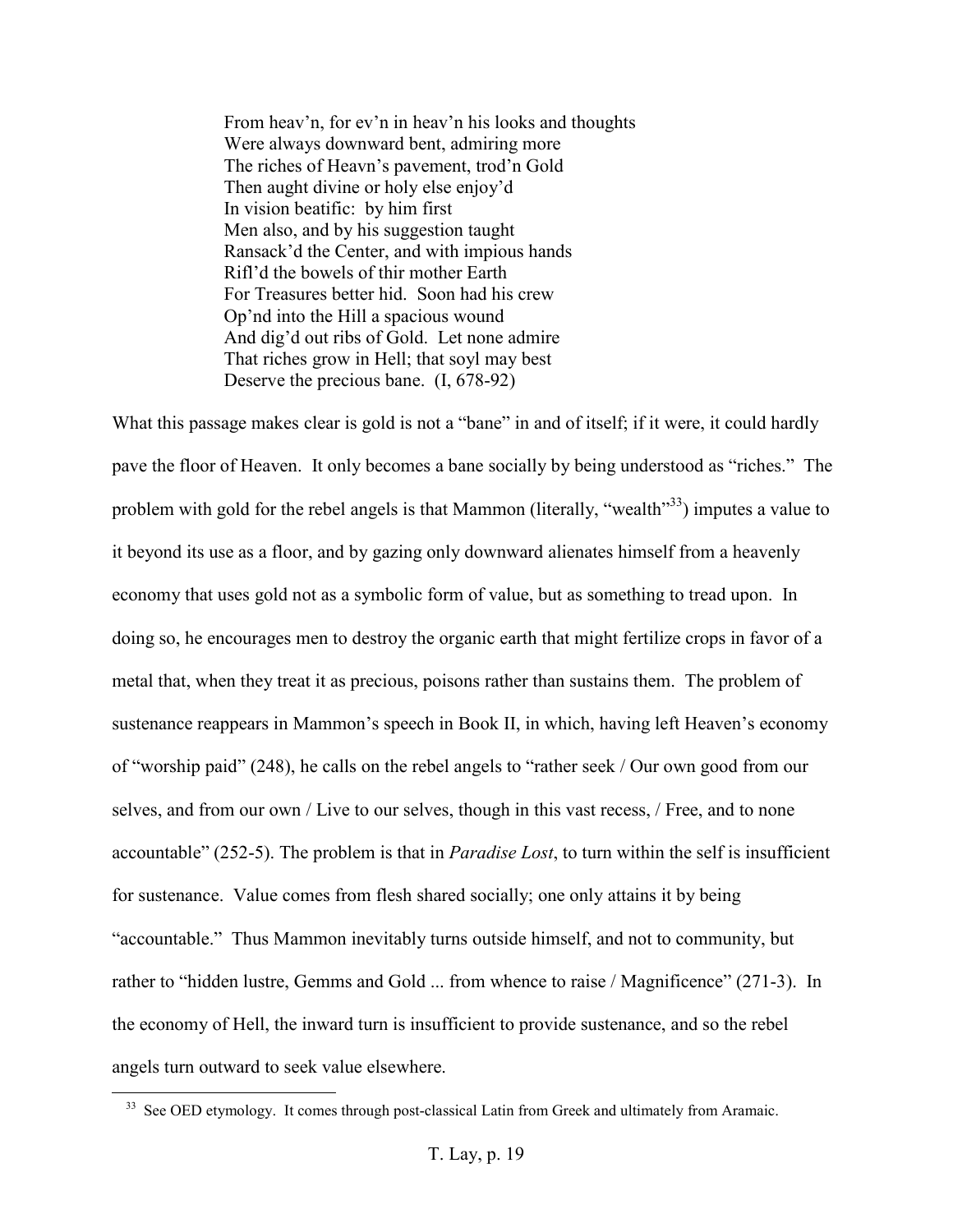> From heav'n, for ev'n in heav'n his looks and thoughts  
> Were always downward bent, admiring more  
> The riches of Heavn's pavement, trod'n Gold  
> Then aught divine or holy else enjoy'd  
> In vision beatific: by him first  
> Men also, and by his suggestion taught  
> Ransack'd the Center, and with impious hands  
> Rifl'd the bowels of thir mother Earth  
> For Treasures better hid. Soon had his crew  
> Op'nd into the Hill a spacious wound  
> And dig'd out ribs of Gold. Let none admire  
> That riches grow in Hell; that soyl may best  
> Deserve the precious bane. (I, 678-92)

What this passage makes clear is gold is not a "bane" in and of itself; if it were, it could hardly pave the floor of Heaven. It only becomes a bane socially by being understood as "riches." The problem with gold for the rebel angels is that Mammon (literally, "wealth"[33]) imputes a value to it beyond its use as a floor, and by gazing only downward alienates himself from a heavenly economy that uses gold not as a symbolic form of value, but as something to tread upon. In doing so, he encourages men to destroy the organic earth that might fertilize crops in favor of a metal that, when they treat it as precious, poisons rather than sustains them. The problem of sustenance reappears in Mammon's speech in Book II, in which, having left Heaven's economy of "worship paid" (248), he calls on the rebel angels to "rather seek / Our own good from our selves, and from our own / Live to our selves, though in this vast recess, / Free, and to none accountable" (252-5). The problem is that in *Paradise Lost*, to turn within the self is insufficient for sustenance. Value comes from flesh shared socially; one only attains it by being "accountable." Thus Mammon inevitably turns outside himself, and not to community, but rather to "hidden lustre, Gemms and Gold ... from whence to raise / Magnificence" (271-3). In the economy of Hell, the inward turn is insufficient to provide sustenance, and so the rebel angels turn outward to seek value elsewhere.

[33] See OED etymology. It comes through post-classical Latin from Greek and ultimately from Aramaic.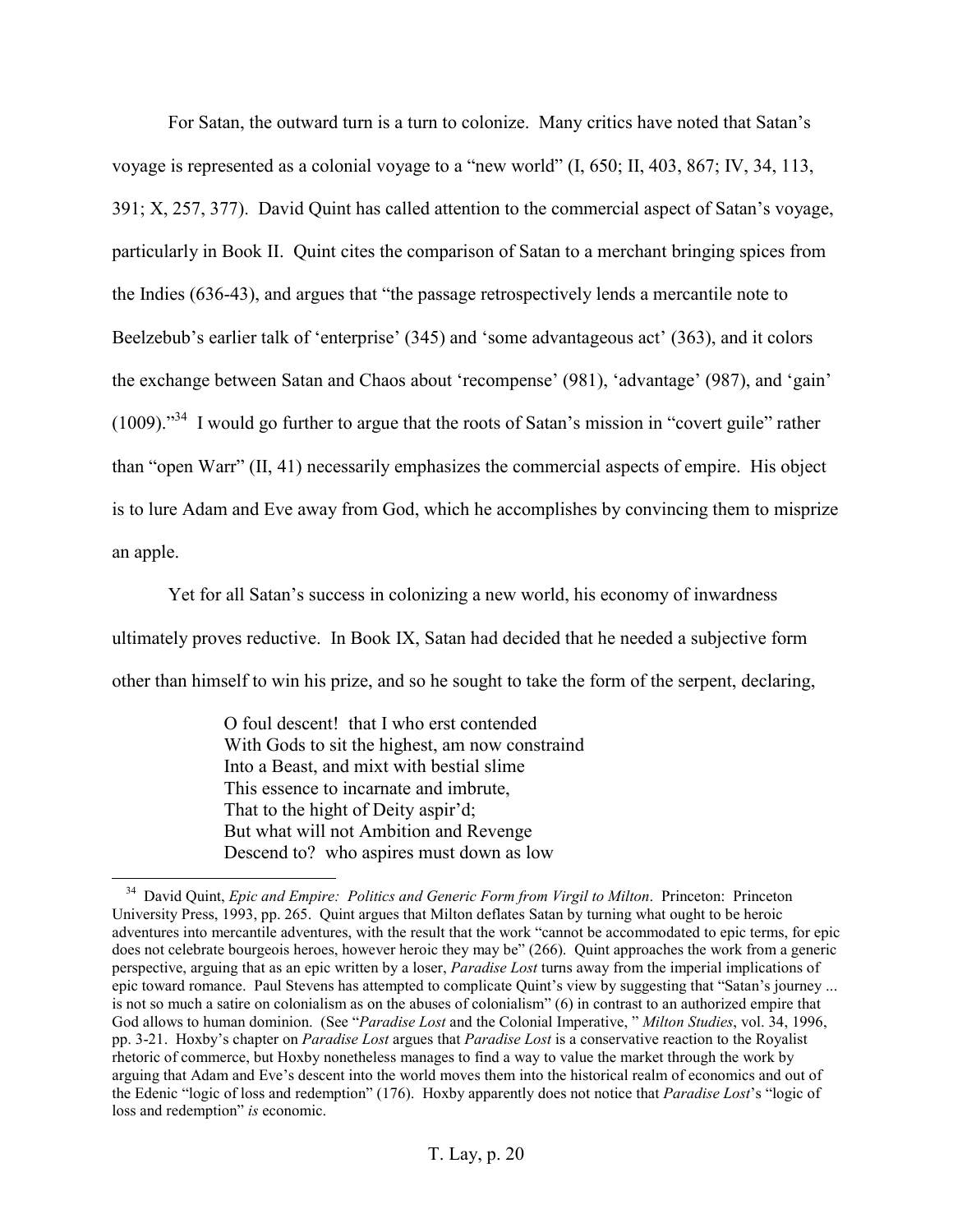For Satan, the outward turn is a turn to colonize. Many critics have noted that Satan's voyage is represented as a colonial voyage to a "new world" (I, 650; II, 403, 867; IV, 34, 113, 391; X, 257, 377). David Quint has called attention to the commercial aspect of Satan's voyage, particularly in Book II. Quint cites the comparison of Satan to a merchant bringing spices from the Indies (636-43), and argues that "the passage retrospectively lends a mercantile note to Beelzebub's earlier talk of 'enterprise' (345) and 'some advantageous act' (363), and it colors the exchange between Satan and Chaos about 'recompense' (981), 'advantage' (987), and 'gain' (1009)."[34] I would go further to argue that the roots of Satan's mission in "covert guile" rather than "open Warr" (II, 41) necessarily emphasizes the commercial aspects of empire. His object is to lure Adam and Eve away from God, which he accomplishes by convincing them to misprize an apple.

Yet for all Satan's success in colonizing a new world, his economy of inwardness ultimately proves reductive. In Book IX, Satan had decided that he needed a subjective form other than himself to win his prize, and so he sought to take the form of the serpent, declaring,

> O foul descent! that I who erst contended  
> With Gods to sit the highest, am now constraind  
> Into a Beast, and mixt with bestial slime  
> This essence to incarnate and imbrute,  
> That to the hight of Deity aspir'd;  
> But what will not Ambition and Revenge  
> Descend to? who aspires must down as low

---

[34] David Quint, *Epic and Empire: Politics and Generic Form from Virgil to Milton*. Princeton: Princeton University Press, 1993, pp. 265. Quint argues that Milton deflates Satan by turning what ought to be heroic adventures into mercantile adventures, with the result that the work "cannot be accommodated to epic terms, for epic does not celebrate bourgeois heroes, however heroic they may be" (266). Quint approaches the work from a generic perspective, arguing that as an epic written by a loser, *Paradise Lost* turns away from the imperial implications of epic toward romance. Paul Stevens has attempted to complicate Quint's view by suggesting that "Satan's journey ... is not so much a satire on colonialism as on the abuses of colonialism" (6) in contrast to an authorized empire that God allows to human dominion. (See "*Paradise Lost* and the Colonial Imperative, " *Milton Studies*, vol. 34, 1996, pp. 3-21. Hoxby's chapter on *Paradise Lost* argues that *Paradise Lost* is a conservative reaction to the Royalist rhetoric of commerce, but Hoxby nonetheless manages to find a way to value the market through the work by arguing that Adam and Eve's descent into the world moves them into the historical realm of economics and out of the Edenic "logic of loss and redemption" (176). Hoxby apparently does not notice that *Paradise Lost*'s "logic of loss and redemption" *is* economic.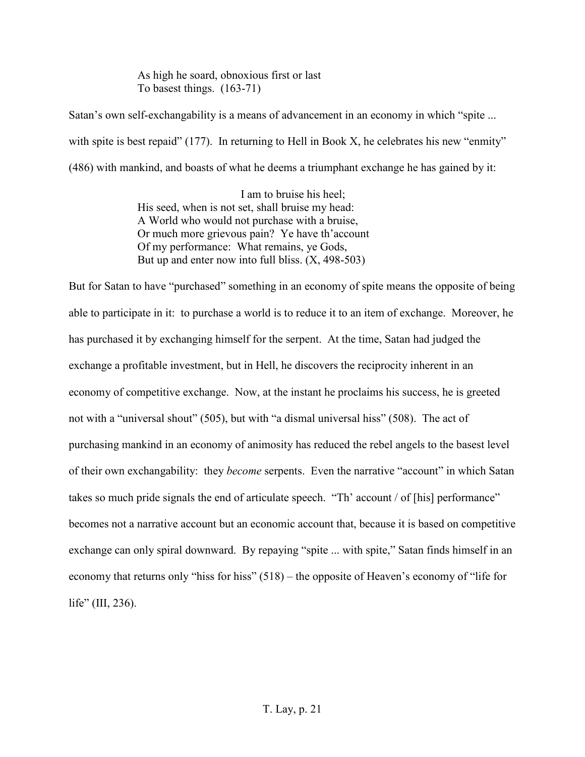> As high he soard, obnoxious first or last
> To basest things. (163-71)

Satan's own self-exchangability is a means of advancement in an economy in which "spite ... with spite is best repaid" (177). In returning to Hell in Book X, he celebrates his new "enmity" (486) with mankind, and boasts of what he deems a triumphant exchange he has gained by it:

> I am to bruise his heel;
> His seed, when is not set, shall bruise my head:
> A World who would not purchase with a bruise,
> Or much more grievous pain? Ye have th'account
> Of my performance: What remains, ye Gods,
> But up and enter now into full bliss. (X, 498-503)

But for Satan to have "purchased" something in an economy of spite means the opposite of being able to participate in it: to purchase a world is to reduce it to an item of exchange. Moreover, he has purchased it by exchanging himself for the serpent. At the time, Satan had judged the exchange a profitable investment, but in Hell, he discovers the reciprocity inherent in an economy of competitive exchange. Now, at the instant he proclaims his success, he is greeted not with a "universal shout" (505), but with "a dismal universal hiss" (508). The act of purchasing mankind in an economy of animosity has reduced the rebel angels to the basest level of their own exchangability: they *become* serpents. Even the narrative "account" in which Satan takes so much pride signals the end of articulate speech. "Th' account / of [his] performance" becomes not a narrative account but an economic account that, because it is based on competitive exchange can only spiral downward. By repaying "spite ... with spite," Satan finds himself in an economy that returns only "hiss for hiss" (518) – the opposite of Heaven's economy of "life for life" (III, 236).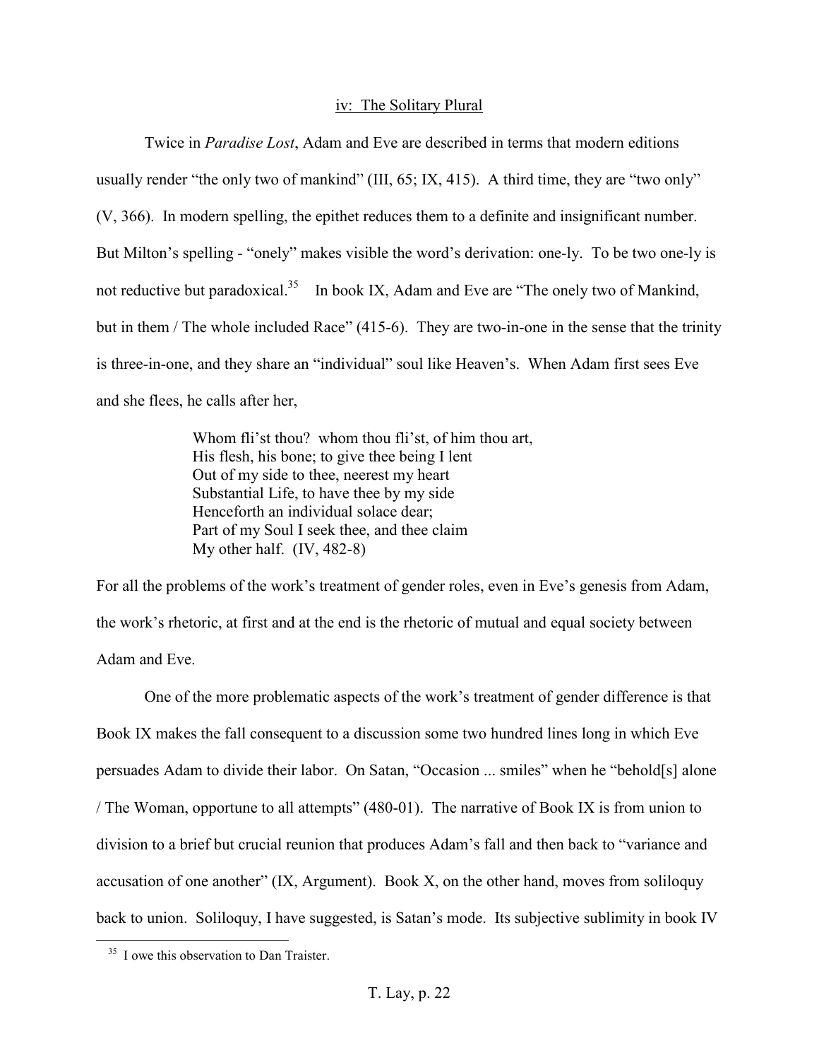## iv: The Solitary Plural

Twice in *Paradise Lost*, Adam and Eve are described in terms that modern editions usually render "the only two of mankind" (III, 65; IX, 415). A third time, they are "two only" (V, 366). In modern spelling, the epithet reduces them to a definite and insignificant number. But Milton's spelling - "onely" makes visible the word's derivation: one-ly. To be two one-ly is not reductive but paradoxical.[35] In book IX, Adam and Eve are "The onely two of Mankind, but in them / The whole included Race" (415-6). They are two-in-one in the sense that the trinity is three-in-one, and they share an "individual" soul like Heaven's. When Adam first sees Eve and she flees, he calls after her,

> Whom fli'st thou? whom thou fli'st, of him thou art,
> His flesh, his bone; to give thee being I lent
> Out of my side to thee, neerest my heart
> Substantial Life, to have thee by my side
> Henceforth an individual solace dear;
> Part of my Soul I seek thee, and thee claim
> My other half. (IV, 482-8)

For all the problems of the work's treatment of gender roles, even in Eve's genesis from Adam, the work's rhetoric, at first and at the end is the rhetoric of mutual and equal society between Adam and Eve.

One of the more problematic aspects of the work's treatment of gender difference is that Book IX makes the fall consequent to a discussion some two hundred lines long in which Eve persuades Adam to divide their labor. On Satan, "Occasion ... smiles" when he "behold[s] alone / The Woman, opportune to all attempts" (480-01). The narrative of Book IX is from union to division to a brief but crucial reunion that produces Adam's fall and then back to "variance and accusation of one another" (IX, Argument). Book X, on the other hand, moves from soliloquy back to union. Soliloquy, I have suggested, is Satan's mode. Its subjective sublimity in book IV

---

[35] I owe this observation to Dan Traister.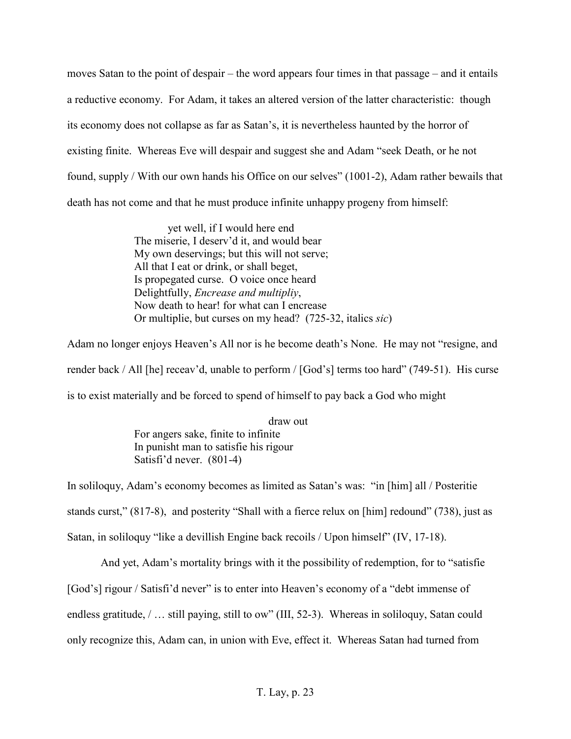moves Satan to the point of despair – the word appears four times in that passage – and it entails a reductive economy. For Adam, it takes an altered version of the latter characteristic: though its economy does not collapse as far as Satan's, it is nevertheless haunted by the horror of existing finite. Whereas Eve will despair and suggest she and Adam "seek Death, or he not found, supply / With our own hands his Office on our selves" (1001-2), Adam rather bewails that death has not come and that he must produce infinite unhappy progeny from himself:

> yet well, if I would here end
> The miserie, I deserv'd it, and would bear
> My own deservings; but this will not serve;
> All that I eat or drink, or shall beget,
> Is propegated curse. O voice once heard
> Delightfully, *Encrease and multipliy*,
> Now death to hear! for what can I encrease
> Or multiplie, but curses on my head? (725-32, italics *sic*)

Adam no longer enjoys Heaven's All nor is he become death's None. He may not "resigne, and render back / All [he] receav'd, unable to perform / [God's] terms too hard" (749-51). His curse is to exist materially and be forced to spend of himself to pay back a God who might

> draw out
> For angers sake, finite to infinite
> In punisht man to satisfie his rigour
> Satisfi'd never. (801-4)

In soliloquy, Adam's economy becomes as limited as Satan's was: "in [him] all / Posteritie stands curst," (817-8), and posterity "Shall with a fierce relux on [him] redound" (738), just as Satan, in soliloquy "like a devillish Engine back recoils / Upon himself" (IV, 17-18).

And yet, Adam's mortality brings with it the possibility of redemption, for to "satisfie [God's] rigour / Satisfi'd never" is to enter into Heaven's economy of a "debt immense of endless gratitude, / … still paying, still to ow" (III, 52-3). Whereas in soliloquy, Satan could only recognize this, Adam can, in union with Eve, effect it. Whereas Satan had turned from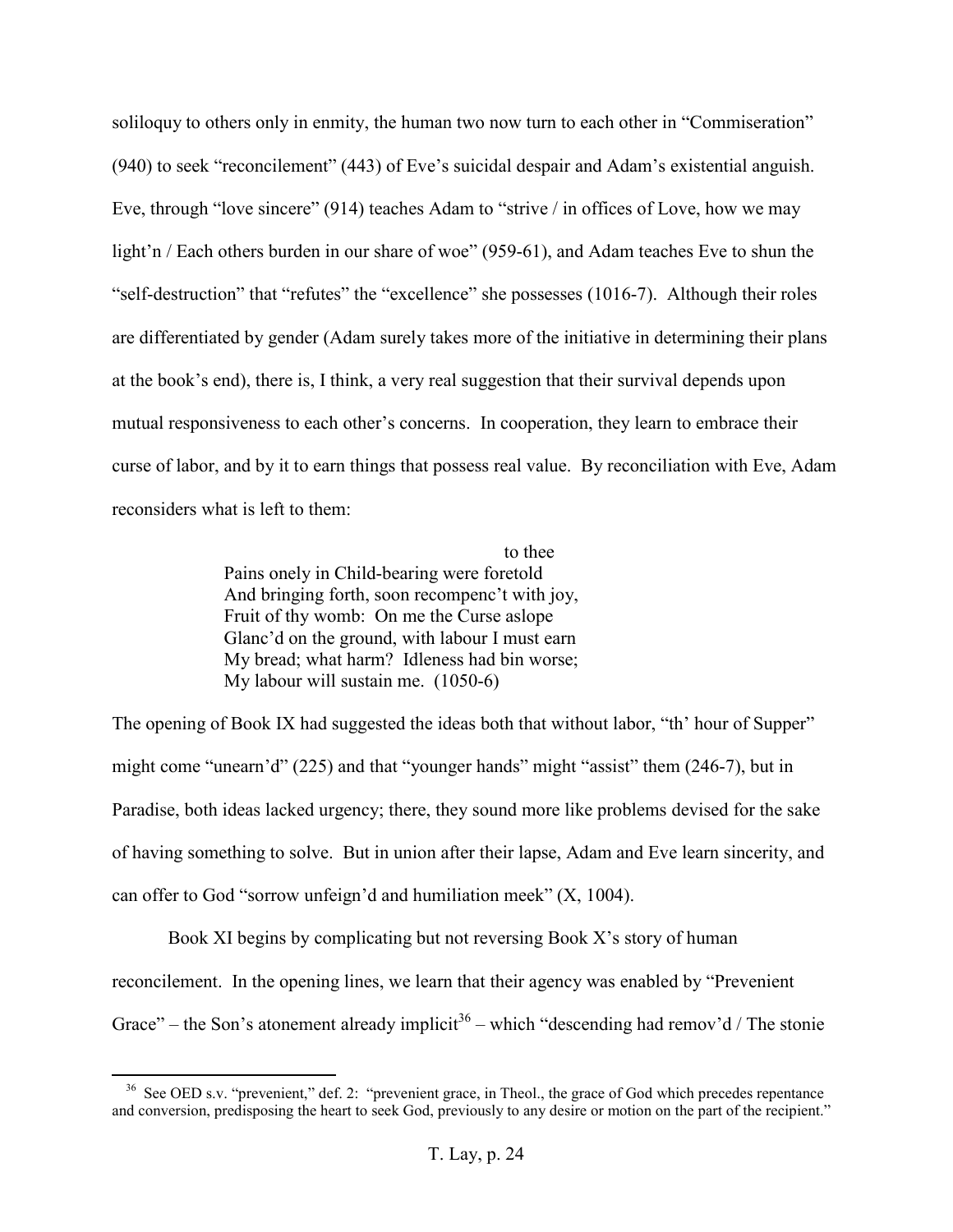soliloquy to others only in enmity, the human two now turn to each other in "Commiseration" (940) to seek "reconcilement" (443) of Eve's suicidal despair and Adam's existential anguish. Eve, through "love sincere" (914) teaches Adam to "strive / in offices of Love, how we may light'n / Each others burden in our share of woe" (959-61), and Adam teaches Eve to shun the "self-destruction" that "refutes" the "excellence" she possesses (1016-7). Although their roles are differentiated by gender (Adam surely takes more of the initiative in determining their plans at the book's end), there is, I think, a very real suggestion that their survival depends upon mutual responsiveness to each other's concerns. In cooperation, they learn to embrace their curse of labor, and by it to earn things that possess real value. By reconciliation with Eve, Adam reconsiders what is left to them:

> to thee
> Pains onely in Child-bearing were foretold
> And bringing forth, soon recompenc't with joy,
> Fruit of thy womb: On me the Curse aslope
> Glanc'd on the ground, with labour I must earn
> My bread; what harm? Idleness had bin worse;
> My labour will sustain me. (1050-6)

The opening of Book IX had suggested the ideas both that without labor, "th' hour of Supper" might come "unearn'd" (225) and that "younger hands" might "assist" them (246-7), but in Paradise, both ideas lacked urgency; there, they sound more like problems devised for the sake of having something to solve. But in union after their lapse, Adam and Eve learn sincerity, and can offer to God "sorrow unfeign'd and humiliation meek" (X, 1004).

Book XI begins by complicating but not reversing Book X's story of human reconcilement. In the opening lines, we learn that their agency was enabled by "Prevenient Grace" – the Son's atonement already implicit[36] – which "descending had remov'd / The stonie

[36] See OED s.v. "prevenient," def. 2: "prevenient grace, in Theol., the grace of God which precedes repentance and conversion, predisposing the heart to seek God, previously to any desire or motion on the part of the recipient."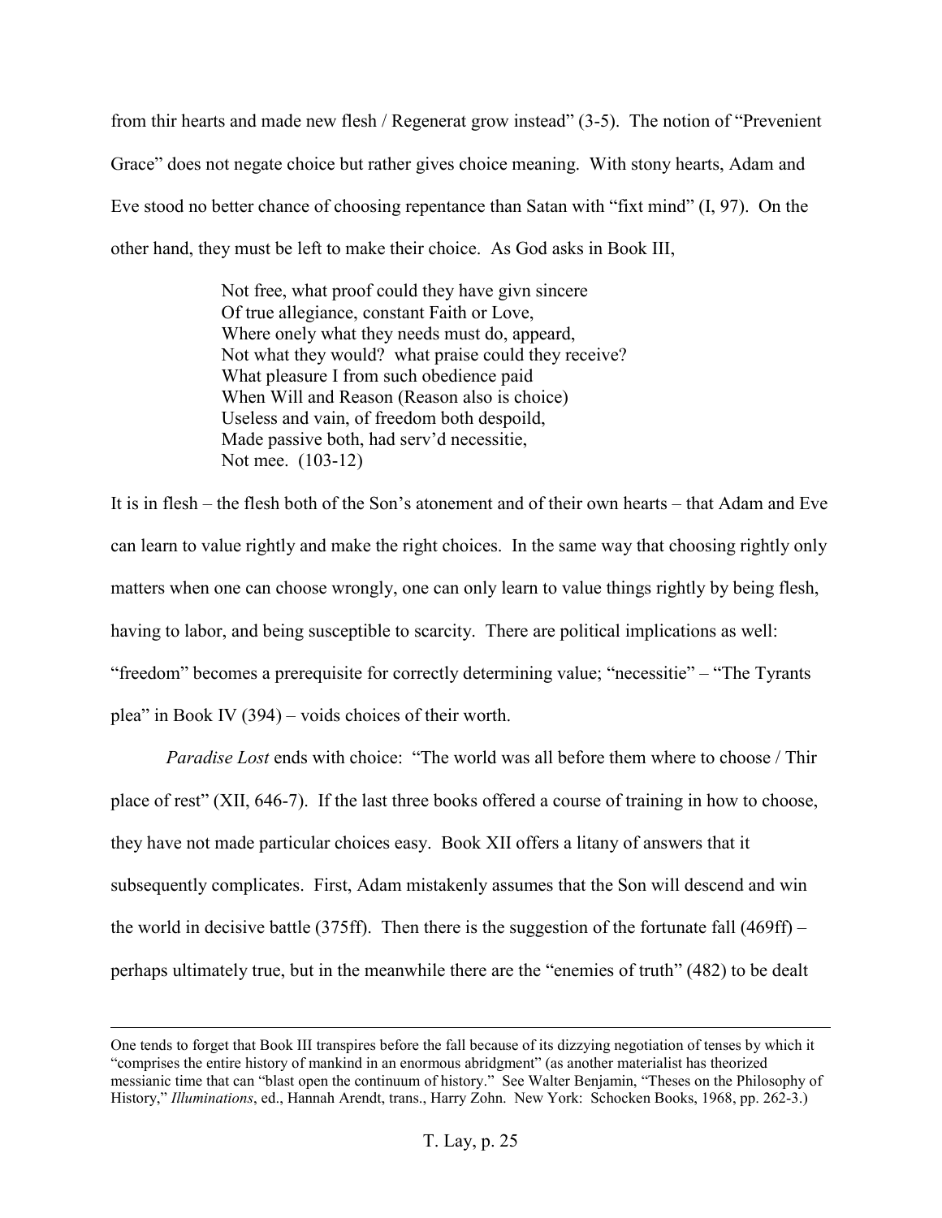from thir hearts and made new flesh / Regenerat grow instead" (3-5). The notion of "Prevenient Grace" does not negate choice but rather gives choice meaning. With stony hearts, Adam and Eve stood no better chance of choosing repentance than Satan with "fixt mind" (I, 97). On the other hand, they must be left to make their choice. As God asks in Book III,

> Not free, what proof could they have givn sincere
> Of true allegiance, constant Faith or Love,
> Where onely what they needs must do, appeard,
> Not what they would? what praise could they receive?
> What pleasure I from such obedience paid
> When Will and Reason (Reason also is choice)
> Useless and vain, of freedom both despoild,
> Made passive both, had serv'd necessitie,
> Not mee. (103-12)

It is in flesh – the flesh both of the Son's atonement and of their own hearts – that Adam and Eve can learn to value rightly and make the right choices. In the same way that choosing rightly only matters when one can choose wrongly, one can only learn to value things rightly by being flesh, having to labor, and being susceptible to scarcity. There are political implications as well: "freedom" becomes a prerequisite for correctly determining value; "necessitie" – "The Tyrants plea" in Book IV (394) – voids choices of their worth.

*Paradise Lost* ends with choice: "The world was all before them where to choose / Thir place of rest" (XII, 646-7). If the last three books offered a course of training in how to choose, they have not made particular choices easy. Book XII offers a litany of answers that it subsequently complicates. First, Adam mistakenly assumes that the Son will descend and win the world in decisive battle (375ff). Then there is the suggestion of the fortunate fall (469ff) – perhaps ultimately true, but in the meanwhile there are the "enemies of truth" (482) to be dealt

---

One tends to forget that Book III transpires before the fall because of its dizzying negotiation of tenses by which it "comprises the entire history of mankind in an enormous abridgment" (as another materialist has theorized messianic time that can "blast open the continuum of history." See Walter Benjamin, "Theses on the Philosophy of History," *Illuminations*, ed., Hannah Arendt, trans., Harry Zohn. New York: Schocken Books, 1968, pp. 262-3.)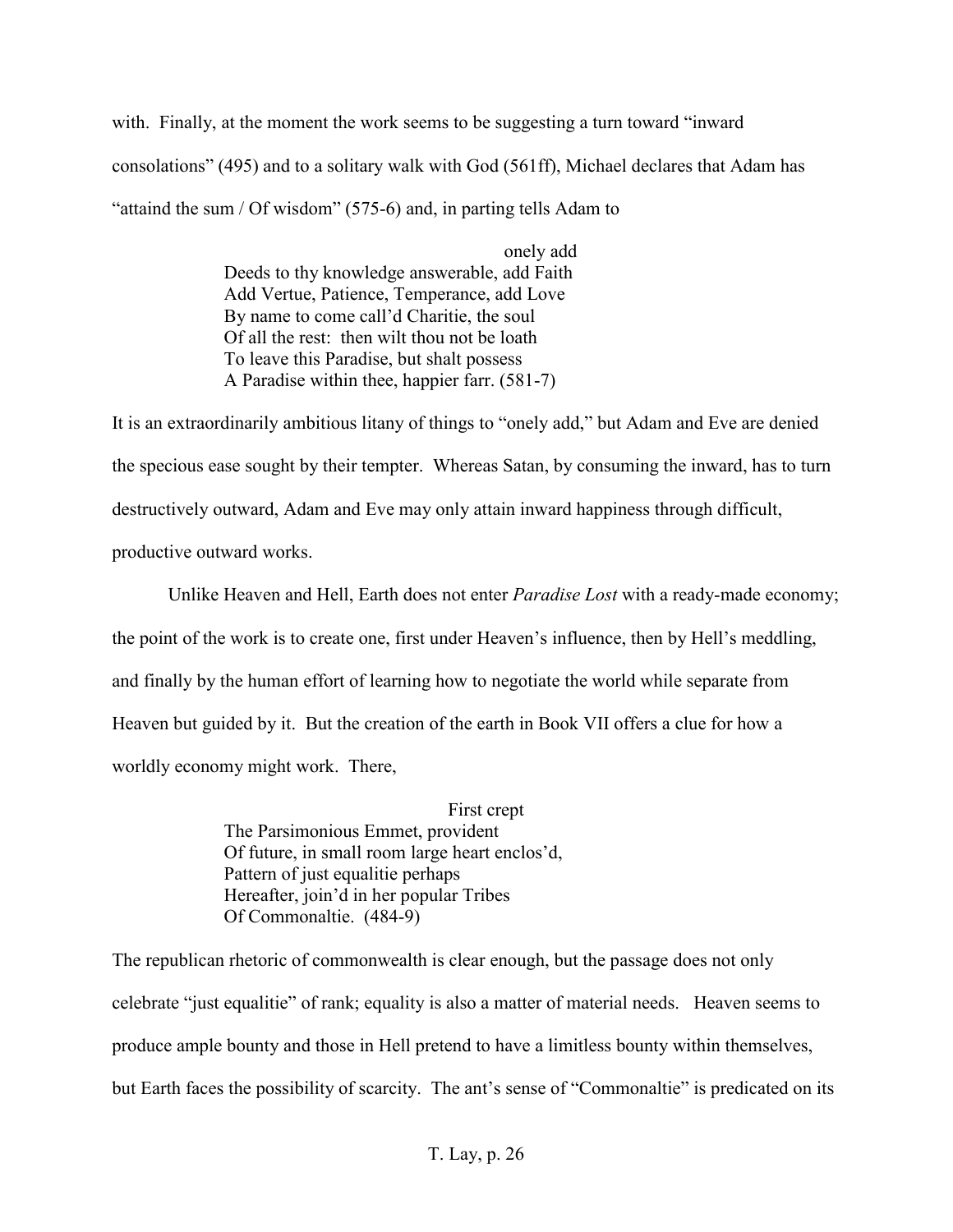with. Finally, at the moment the work seems to be suggesting a turn toward "inward consolations" (495) and to a solitary walk with God (561ff), Michael declares that Adam has "attaind the sum / Of wisdom" (575-6) and, in parting tells Adam to

> onely add
> Deeds to thy knowledge answerable, add Faith
> Add Vertue, Patience, Temperance, add Love
> By name to come call'd Charitie, the soul
> Of all the rest: then wilt thou not be loath
> To leave this Paradise, but shalt possess
> A Paradise within thee, happier farr. (581-7)

It is an extraordinarily ambitious litany of things to "onely add," but Adam and Eve are denied the specious ease sought by their tempter. Whereas Satan, by consuming the inward, has to turn destructively outward, Adam and Eve may only attain inward happiness through difficult, productive outward works.

Unlike Heaven and Hell, Earth does not enter *Paradise Lost* with a ready-made economy; the point of the work is to create one, first under Heaven's influence, then by Hell's meddling, and finally by the human effort of learning how to negotiate the world while separate from Heaven but guided by it. But the creation of the earth in Book VII offers a clue for how a worldly economy might work. There,

> First crept
> The Parsimonious Emmet, provident
> Of future, in small room large heart enclos'd,
> Pattern of just equalitie perhaps
> Hereafter, join'd in her popular Tribes
> Of Commonaltie. (484-9)

The republican rhetoric of commonwealth is clear enough, but the passage does not only celebrate "just equalitie" of rank; equality is also a matter of material needs. Heaven seems to produce ample bounty and those in Hell pretend to have a limitless bounty within themselves, but Earth faces the possibility of scarcity. The ant's sense of "Commonaltie" is predicated on its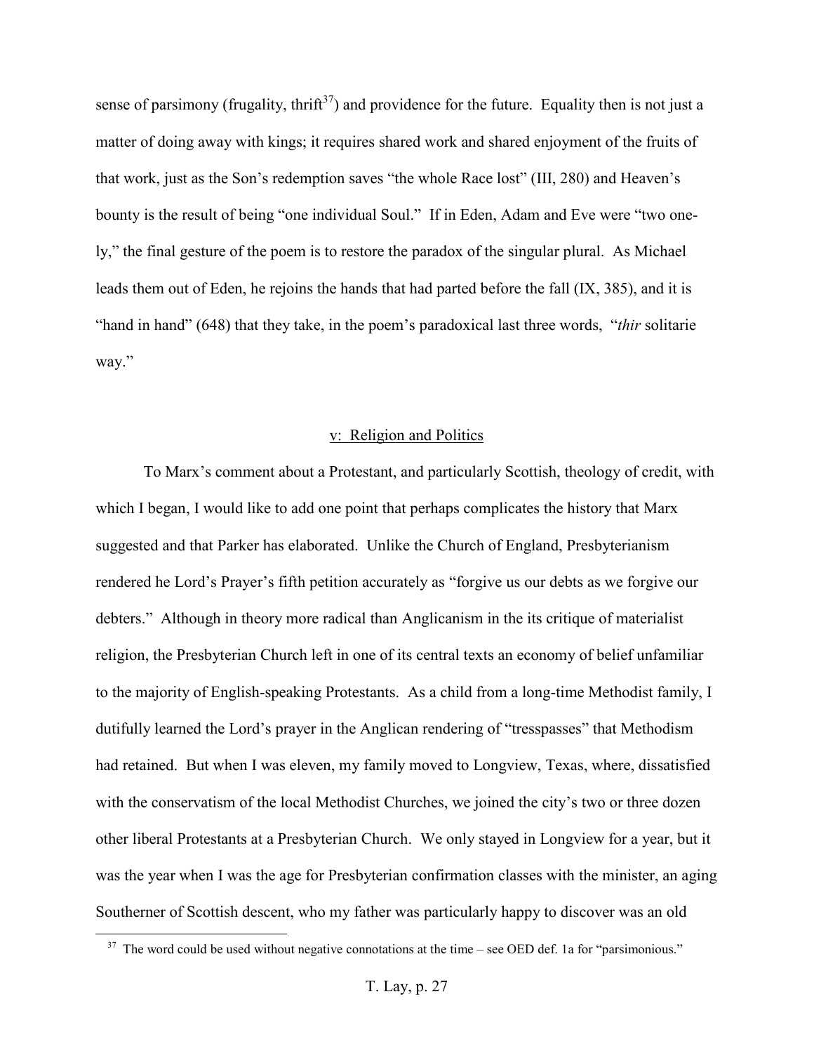sense of parsimony (frugality, thrift[37]) and providence for the future. Equality then is not just a matter of doing away with kings; it requires shared work and shared enjoyment of the fruits of that work, just as the Son's redemption saves "the whole Race lost" (III, 280) and Heaven's bounty is the result of being "one individual Soul." If in Eden, Adam and Eve were "two one-ly," the final gesture of the poem is to restore the paradox of the singular plural. As Michael leads them out of Eden, he rejoins the hands that had parted before the fall (IX, 385), and it is "hand in hand" (648) that they take, in the poem's paradoxical last three words, "*thir* solitarie way."

## v: Religion and Politics

To Marx's comment about a Protestant, and particularly Scottish, theology of credit, with which I began, I would like to add one point that perhaps complicates the history that Marx suggested and that Parker has elaborated. Unlike the Church of England, Presbyterianism rendered he Lord's Prayer's fifth petition accurately as "forgive us our debts as we forgive our debters." Although in theory more radical than Anglicanism in the its critique of materialist religion, the Presbyterian Church left in one of its central texts an economy of belief unfamiliar to the majority of English-speaking Protestants. As a child from a long-time Methodist family, I dutifully learned the Lord's prayer in the Anglican rendering of "tresspasses" that Methodism had retained. But when I was eleven, my family moved to Longview, Texas, where, dissatisfied with the conservatism of the local Methodist Churches, we joined the city's two or three dozen other liberal Protestants at a Presbyterian Church. We only stayed in Longview for a year, but it was the year when I was the age for Presbyterian confirmation classes with the minister, an aging Southerner of Scottish descent, who my father was particularly happy to discover was an old

[37] The word could be used without negative connotations at the time – see OED def. 1a for "parsimonious."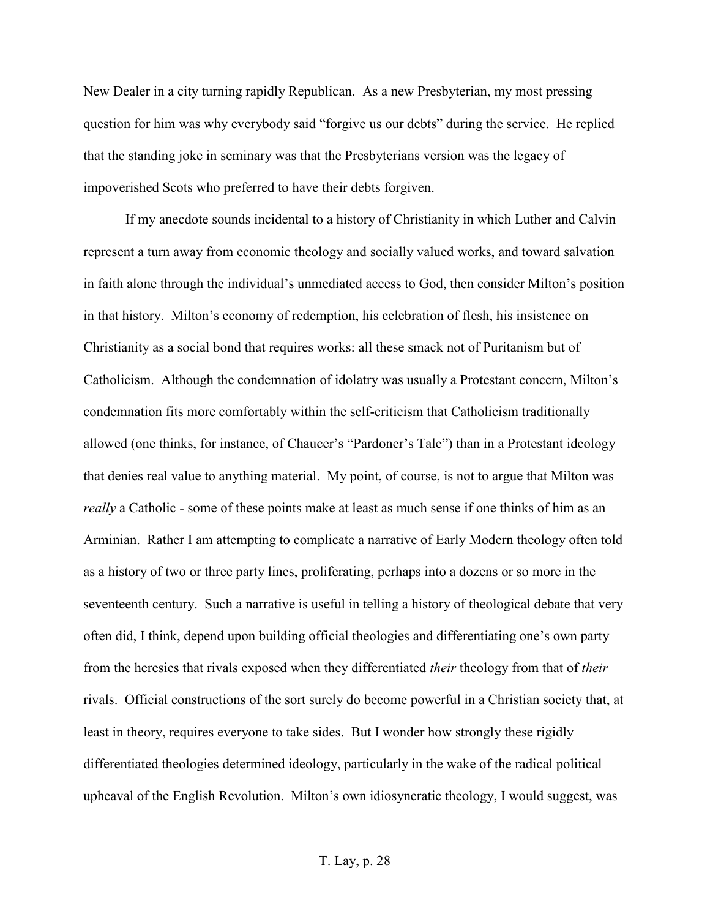New Dealer in a city turning rapidly Republican. As a new Presbyterian, my most pressing question for him was why everybody said "forgive us our debts" during the service. He replied that the standing joke in seminary was that the Presbyterians version was the legacy of impoverished Scots who preferred to have their debts forgiven.

If my anecdote sounds incidental to a history of Christianity in which Luther and Calvin represent a turn away from economic theology and socially valued works, and toward salvation in faith alone through the individual's unmediated access to God, then consider Milton's position in that history. Milton's economy of redemption, his celebration of flesh, his insistence on Christianity as a social bond that requires works: all these smack not of Puritanism but of Catholicism. Although the condemnation of idolatry was usually a Protestant concern, Milton's condemnation fits more comfortably within the self-criticism that Catholicism traditionally allowed (one thinks, for instance, of Chaucer's "Pardoner's Tale") than in a Protestant ideology that denies real value to anything material. My point, of course, is not to argue that Milton was *really* a Catholic - some of these points make at least as much sense if one thinks of him as an Arminian. Rather I am attempting to complicate a narrative of Early Modern theology often told as a history of two or three party lines, proliferating, perhaps into a dozens or so more in the seventeenth century. Such a narrative is useful in telling a history of theological debate that very often did, I think, depend upon building official theologies and differentiating one's own party from the heresies that rivals exposed when they differentiated *their* theology from that of *their* rivals. Official constructions of the sort surely do become powerful in a Christian society that, at least in theory, requires everyone to take sides. But I wonder how strongly these rigidly differentiated theologies determined ideology, particularly in the wake of the radical political upheaval of the English Revolution. Milton's own idiosyncratic theology, I would suggest, was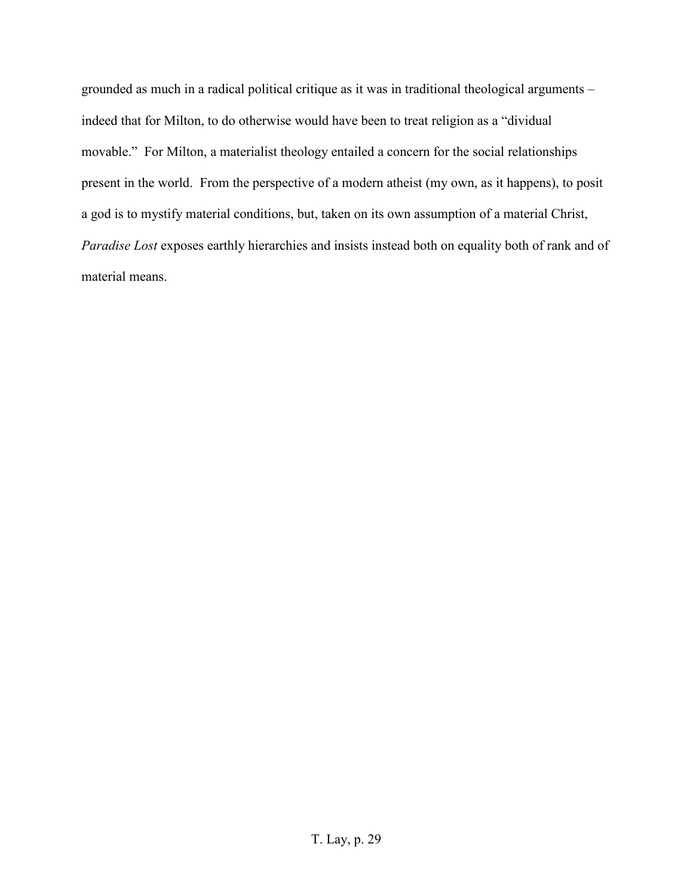grounded as much in a radical political critique as it was in traditional theological arguments – indeed that for Milton, to do otherwise would have been to treat religion as a "dividual movable." For Milton, a materialist theology entailed a concern for the social relationships present in the world. From the perspective of a modern atheist (my own, as it happens), to posit a god is to mystify material conditions, but, taken on its own assumption of a material Christ, *Paradise Lost* exposes earthly hierarchies and insists instead both on equality both of rank and of material means.